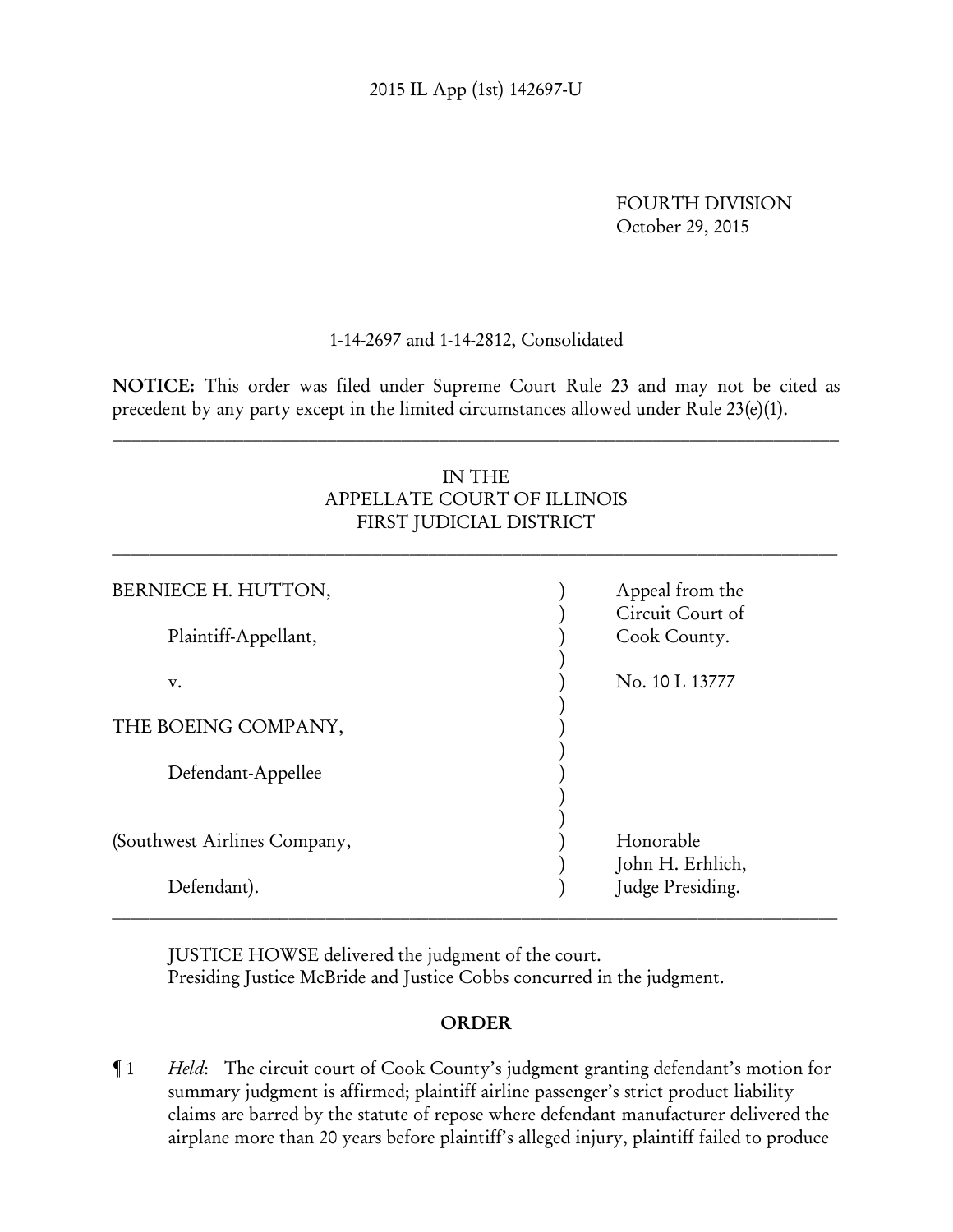2015 IL App (1st) 142697-U

FOURTH DIVISION
October 29, 2015

1-14-2697 and 1-14-2812, Consolidated

**NOTICE:** This order was filed under Supreme Court Rule 23 and may not be cited as precedent by any party except in the limited circumstances allowed under Rule 23(e)(1).

---

IN THE
APPELLATE COURT OF ILLINOIS
FIRST JUDICIAL DISTRICT

---

| | | |
|---|---|---|
| BERNIECE H. HUTTON, | ) | Appeal from the |
| | ) | Circuit Court of |
| Plaintiff-Appellant, | ) | Cook County. |
| | ) | |
| v. | ) | No. 10 L 13777 |
| | ) | |
| THE BOEING COMPANY, | ) | |
| | ) | |
| Defendant-Appellee | ) | |
| | ) | |
| | ) | |
| (Southwest Airlines Company, | ) | Honorable |
| | ) | John H. Erhlich, |
| Defendant). | ) | Judge Presiding. |

---

JUSTICE HOWSE delivered the judgment of the court.
Presiding Justice McBride and Justice Cobbs concurred in the judgment.

## ORDER

¶ 1 *Held*: The circuit court of Cook County's judgment granting defendant's motion for summary judgment is affirmed; plaintiff airline passenger's strict product liability claims are barred by the statute of repose where defendant manufacturer delivered the airplane more than 20 years before plaintiff's alleged injury, plaintiff failed to produce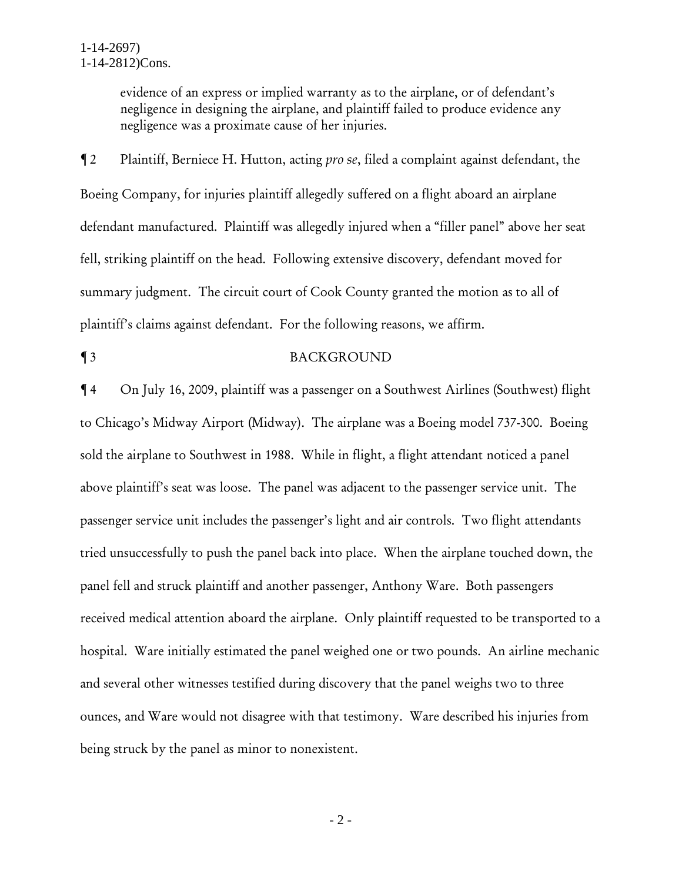evidence of an express or implied warranty as to the airplane, or of defendant's negligence in designing the airplane, and plaintiff failed to produce evidence any negligence was a proximate cause of her injuries.

¶ 2 Plaintiff, Berniece H. Hutton, acting *pro se*, filed a complaint against defendant, the Boeing Company, for injuries plaintiff allegedly suffered on a flight aboard an airplane defendant manufactured. Plaintiff was allegedly injured when a "filler panel" above her seat fell, striking plaintiff on the head. Following extensive discovery, defendant moved for summary judgment. The circuit court of Cook County granted the motion as to all of plaintiff's claims against defendant. For the following reasons, we affirm.

¶ 3 BACKGROUND

¶ 4 On July 16, 2009, plaintiff was a passenger on a Southwest Airlines (Southwest) flight to Chicago's Midway Airport (Midway). The airplane was a Boeing model 737-300. Boeing sold the airplane to Southwest in 1988. While in flight, a flight attendant noticed a panel above plaintiff's seat was loose. The panel was adjacent to the passenger service unit. The passenger service unit includes the passenger's light and air controls. Two flight attendants tried unsuccessfully to push the panel back into place. When the airplane touched down, the panel fell and struck plaintiff and another passenger, Anthony Ware. Both passengers received medical attention aboard the airplane. Only plaintiff requested to be transported to a hospital. Ware initially estimated the panel weighed one or two pounds. An airline mechanic and several other witnesses testified during discovery that the panel weighs two to three ounces, and Ware would not disagree with that testimony. Ware described his injuries from being struck by the panel as minor to nonexistent.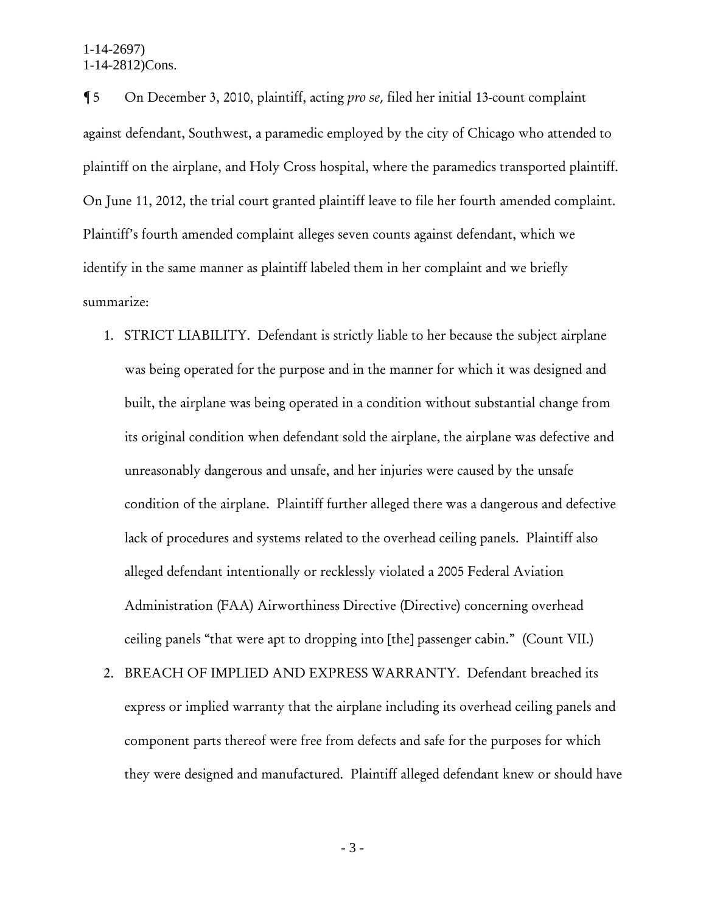¶ 5 On December 3, 2010, plaintiff, acting *pro se,* filed her initial 13-count complaint against defendant, Southwest, a paramedic employed by the city of Chicago who attended to plaintiff on the airplane, and Holy Cross hospital, where the paramedics transported plaintiff. On June 11, 2012, the trial court granted plaintiff leave to file her fourth amended complaint. Plaintiff's fourth amended complaint alleges seven counts against defendant, which we identify in the same manner as plaintiff labeled them in her complaint and we briefly summarize:

1. STRICT LIABILITY. Defendant is strictly liable to her because the subject airplane was being operated for the purpose and in the manner for which it was designed and built, the airplane was being operated in a condition without substantial change from its original condition when defendant sold the airplane, the airplane was defective and unreasonably dangerous and unsafe, and her injuries were caused by the unsafe condition of the airplane. Plaintiff further alleged there was a dangerous and defective lack of procedures and systems related to the overhead ceiling panels. Plaintiff also alleged defendant intentionally or recklessly violated a 2005 Federal Aviation Administration (FAA) Airworthiness Directive (Directive) concerning overhead ceiling panels "that were apt to dropping into [the] passenger cabin." (Count VII.)
2. BREACH OF IMPLIED AND EXPRESS WARRANTY. Defendant breached its express or implied warranty that the airplane including its overhead ceiling panels and component parts thereof were free from defects and safe for the purposes for which they were designed and manufactured. Plaintiff alleged defendant knew or should have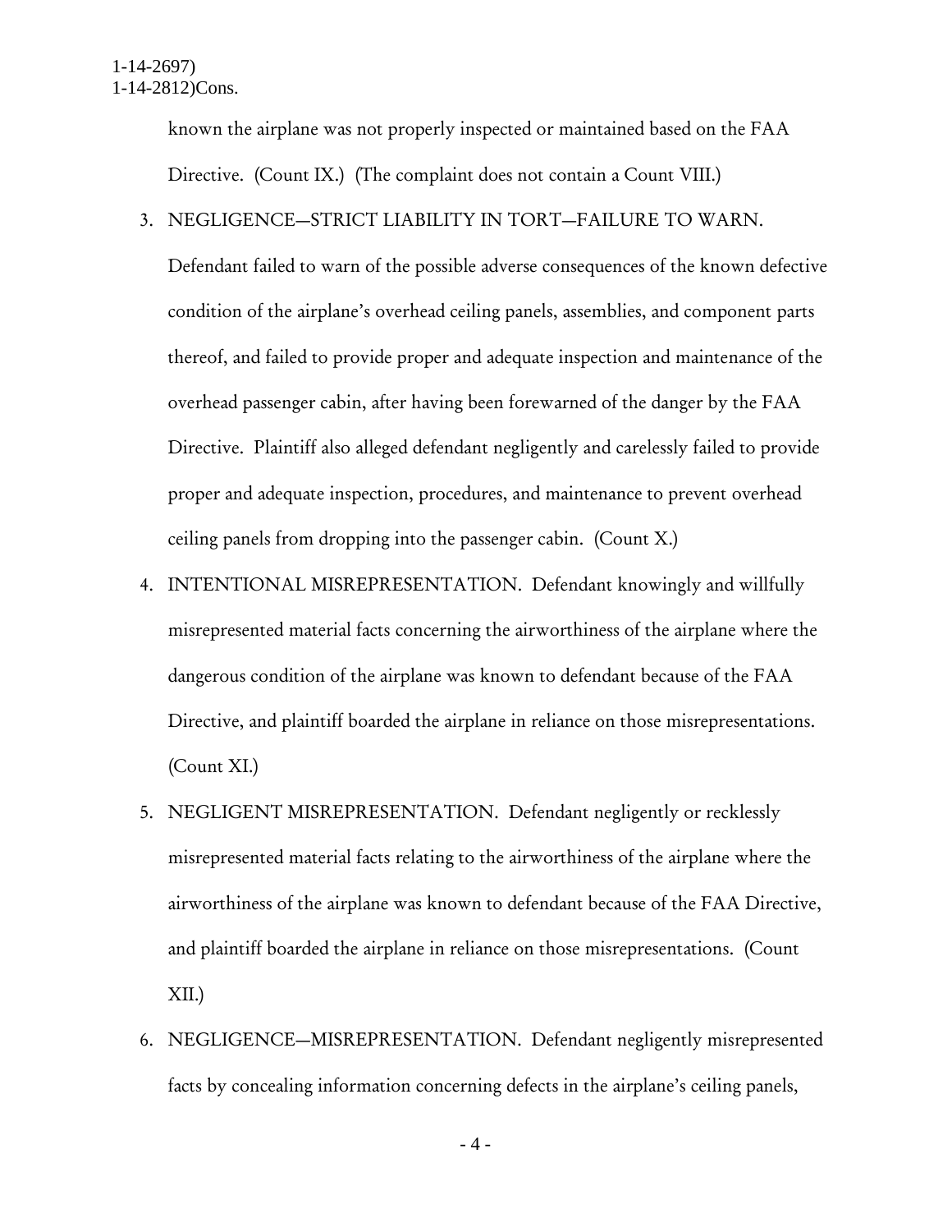known the airplane was not properly inspected or maintained based on the FAA Directive. (Count IX.) (The complaint does not contain a Count VIII.)

3. NEGLIGENCE—STRICT LIABILITY IN TORT—FAILURE TO WARN. Defendant failed to warn of the possible adverse consequences of the known defective condition of the airplane's overhead ceiling panels, assemblies, and component parts thereof, and failed to provide proper and adequate inspection and maintenance of the overhead passenger cabin, after having been forewarned of the danger by the FAA Directive. Plaintiff also alleged defendant negligently and carelessly failed to provide proper and adequate inspection, procedures, and maintenance to prevent overhead ceiling panels from dropping into the passenger cabin. (Count X.)

4. INTENTIONAL MISREPRESENTATION. Defendant knowingly and willfully misrepresented material facts concerning the airworthiness of the airplane where the dangerous condition of the airplane was known to defendant because of the FAA Directive, and plaintiff boarded the airplane in reliance on those misrepresentations. (Count XI.)

5. NEGLIGENT MISREPRESENTATION. Defendant negligently or recklessly misrepresented material facts relating to the airworthiness of the airplane where the airworthiness of the airplane was known to defendant because of the FAA Directive, and plaintiff boarded the airplane in reliance on those misrepresentations. (Count XII.)

6. NEGLIGENCE—MISREPRESENTATION. Defendant negligently misrepresented facts by concealing information concerning defects in the airplane's ceiling panels,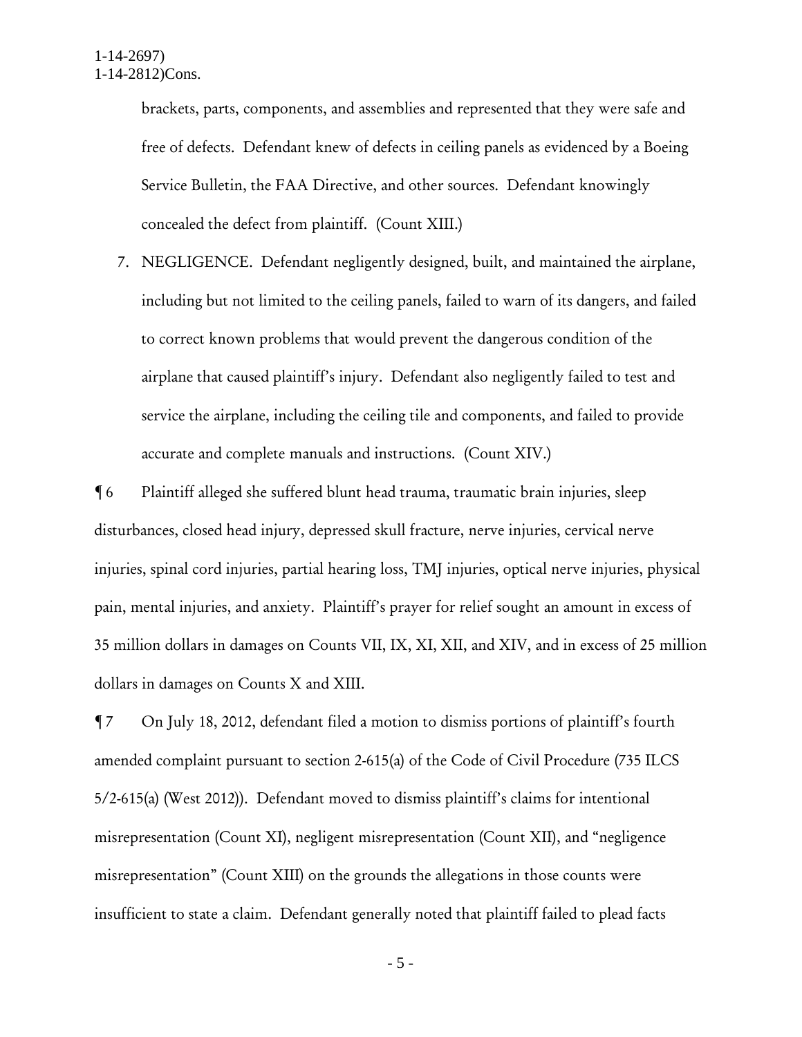brackets, parts, components, and assemblies and represented that they were safe and free of defects. Defendant knew of defects in ceiling panels as evidenced by a Boeing Service Bulletin, the FAA Directive, and other sources. Defendant knowingly concealed the defect from plaintiff. (Count XIII.)

7. NEGLIGENCE. Defendant negligently designed, built, and maintained the airplane, including but not limited to the ceiling panels, failed to warn of its dangers, and failed to correct known problems that would prevent the dangerous condition of the airplane that caused plaintiff's injury. Defendant also negligently failed to test and service the airplane, including the ceiling tile and components, and failed to provide accurate and complete manuals and instructions. (Count XIV.)

¶ 6 Plaintiff alleged she suffered blunt head trauma, traumatic brain injuries, sleep disturbances, closed head injury, depressed skull fracture, nerve injuries, cervical nerve injuries, spinal cord injuries, partial hearing loss, TMJ injuries, optical nerve injuries, physical pain, mental injuries, and anxiety. Plaintiff's prayer for relief sought an amount in excess of 35 million dollars in damages on Counts VII, IX, XI, XII, and XIV, and in excess of 25 million dollars in damages on Counts X and XIII.

¶ 7 On July 18, 2012, defendant filed a motion to dismiss portions of plaintiff's fourth amended complaint pursuant to section 2-615(a) of the Code of Civil Procedure (735 ILCS 5/2-615(a) (West 2012)). Defendant moved to dismiss plaintiff's claims for intentional misrepresentation (Count XI), negligent misrepresentation (Count XII), and "negligence misrepresentation" (Count XIII) on the grounds the allegations in those counts were insufficient to state a claim. Defendant generally noted that plaintiff failed to plead facts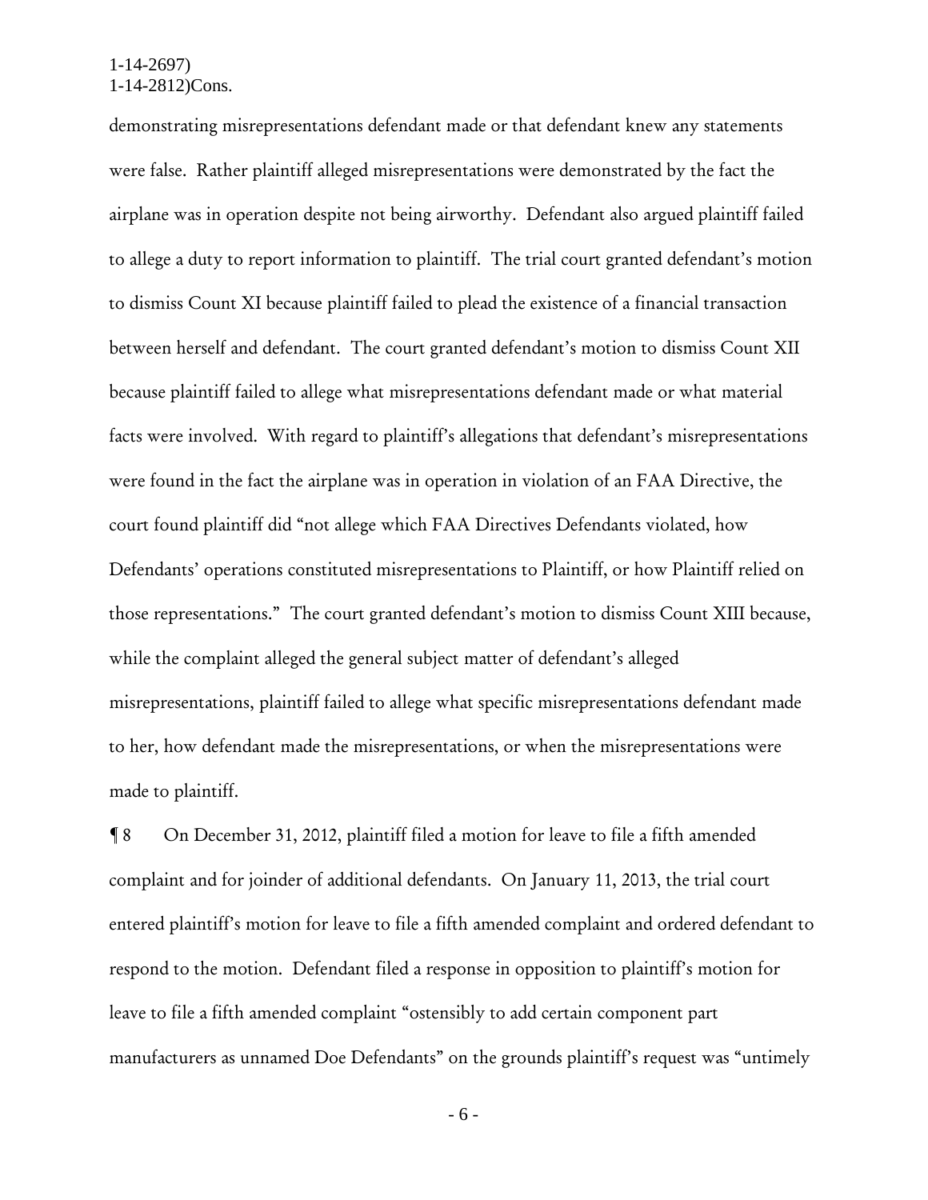demonstrating misrepresentations defendant made or that defendant knew any statements were false. Rather plaintiff alleged misrepresentations were demonstrated by the fact the airplane was in operation despite not being airworthy. Defendant also argued plaintiff failed to allege a duty to report information to plaintiff. The trial court granted defendant's motion to dismiss Count XI because plaintiff failed to plead the existence of a financial transaction between herself and defendant. The court granted defendant's motion to dismiss Count XII because plaintiff failed to allege what misrepresentations defendant made or what material facts were involved. With regard to plaintiff's allegations that defendant's misrepresentations were found in the fact the airplane was in operation in violation of an FAA Directive, the court found plaintiff did "not allege which FAA Directives Defendants violated, how Defendants' operations constituted misrepresentations to Plaintiff, or how Plaintiff relied on those representations." The court granted defendant's motion to dismiss Count XIII because, while the complaint alleged the general subject matter of defendant's alleged misrepresentations, plaintiff failed to allege what specific misrepresentations defendant made to her, how defendant made the misrepresentations, or when the misrepresentations were made to plaintiff.

¶ 8 On December 31, 2012, plaintiff filed a motion for leave to file a fifth amended complaint and for joinder of additional defendants. On January 11, 2013, the trial court entered plaintiff's motion for leave to file a fifth amended complaint and ordered defendant to respond to the motion. Defendant filed a response in opposition to plaintiff's motion for leave to file a fifth amended complaint "ostensibly to add certain component part manufacturers as unnamed Doe Defendants" on the grounds plaintiff's request was "untimely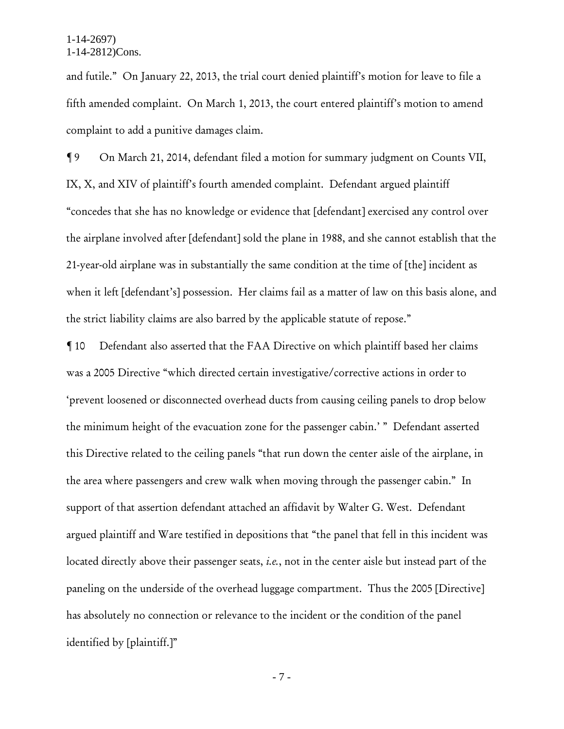and futile." On January 22, 2013, the trial court denied plaintiff's motion for leave to file a fifth amended complaint. On March 1, 2013, the court entered plaintiff's motion to amend complaint to add a punitive damages claim.

¶ 9 On March 21, 2014, defendant filed a motion for summary judgment on Counts VII, IX, X, and XIV of plaintiff's fourth amended complaint. Defendant argued plaintiff "concedes that she has no knowledge or evidence that [defendant] exercised any control over the airplane involved after [defendant] sold the plane in 1988, and she cannot establish that the 21-year-old airplane was in substantially the same condition at the time of [the] incident as when it left [defendant's] possession. Her claims fail as a matter of law on this basis alone, and the strict liability claims are also barred by the applicable statute of repose."

¶ 10 Defendant also asserted that the FAA Directive on which plaintiff based her claims was a 2005 Directive "which directed certain investigative/corrective actions in order to 'prevent loosened or disconnected overhead ducts from causing ceiling panels to drop below the minimum height of the evacuation zone for the passenger cabin.' " Defendant asserted this Directive related to the ceiling panels "that run down the center aisle of the airplane, in the area where passengers and crew walk when moving through the passenger cabin." In support of that assertion defendant attached an affidavit by Walter G. West. Defendant argued plaintiff and Ware testified in depositions that "the panel that fell in this incident was located directly above their passenger seats, *i.e.*, not in the center aisle but instead part of the paneling on the underside of the overhead luggage compartment. Thus the 2005 [Directive] has absolutely no connection or relevance to the incident or the condition of the panel identified by [plaintiff.]"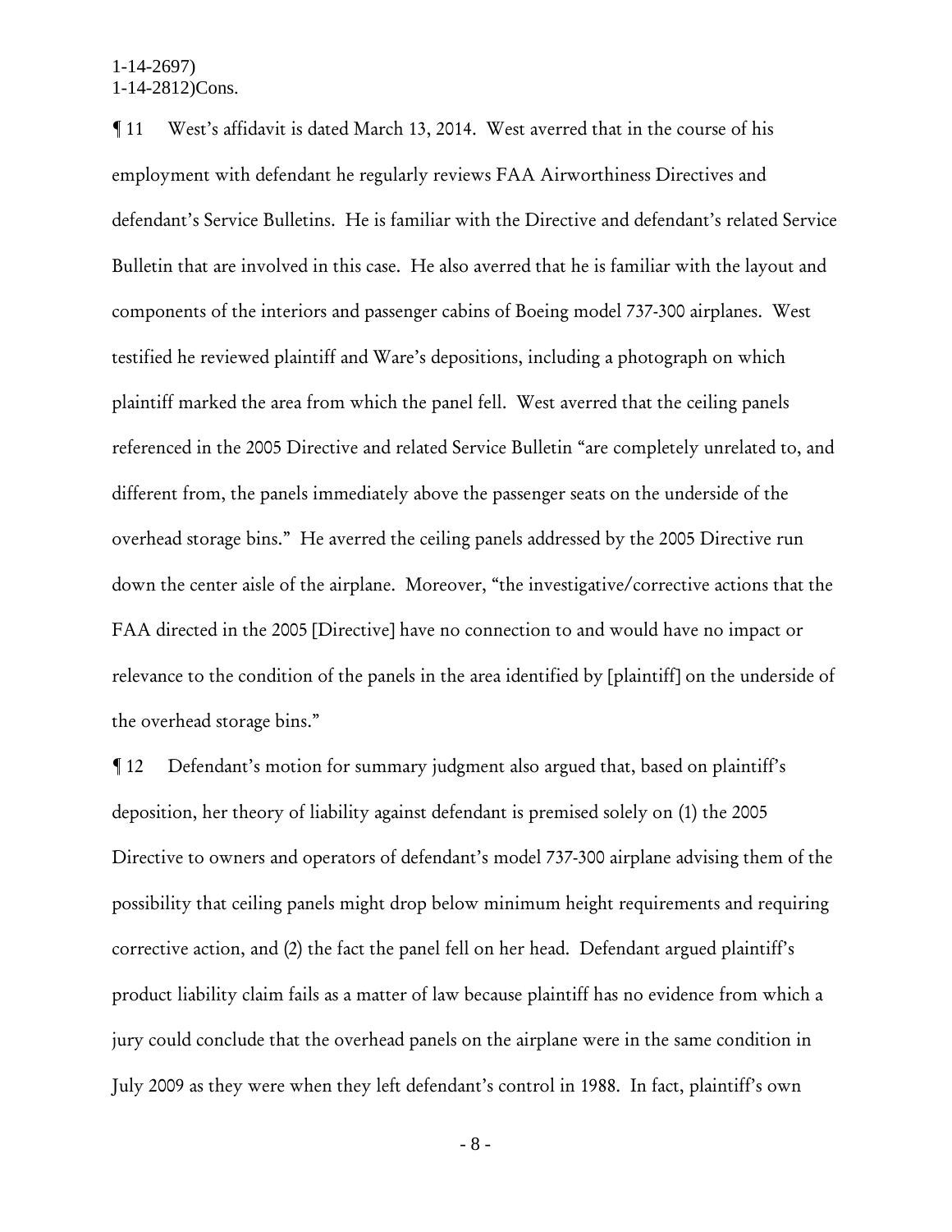¶ 11 West's affidavit is dated March 13, 2014. West averred that in the course of his employment with defendant he regularly reviews FAA Airworthiness Directives and defendant's Service Bulletins. He is familiar with the Directive and defendant's related Service Bulletin that are involved in this case. He also averred that he is familiar with the layout and components of the interiors and passenger cabins of Boeing model 737-300 airplanes. West testified he reviewed plaintiff and Ware's depositions, including a photograph on which plaintiff marked the area from which the panel fell. West averred that the ceiling panels referenced in the 2005 Directive and related Service Bulletin "are completely unrelated to, and different from, the panels immediately above the passenger seats on the underside of the overhead storage bins." He averred the ceiling panels addressed by the 2005 Directive run down the center aisle of the airplane. Moreover, "the investigative/corrective actions that the FAA directed in the 2005 [Directive] have no connection to and would have no impact or relevance to the condition of the panels in the area identified by [plaintiff] on the underside of the overhead storage bins."

¶ 12 Defendant's motion for summary judgment also argued that, based on plaintiff's deposition, her theory of liability against defendant is premised solely on (1) the 2005 Directive to owners and operators of defendant's model 737-300 airplane advising them of the possibility that ceiling panels might drop below minimum height requirements and requiring corrective action, and (2) the fact the panel fell on her head. Defendant argued plaintiff's product liability claim fails as a matter of law because plaintiff has no evidence from which a jury could conclude that the overhead panels on the airplane were in the same condition in July 2009 as they were when they left defendant's control in 1988. In fact, plaintiff's own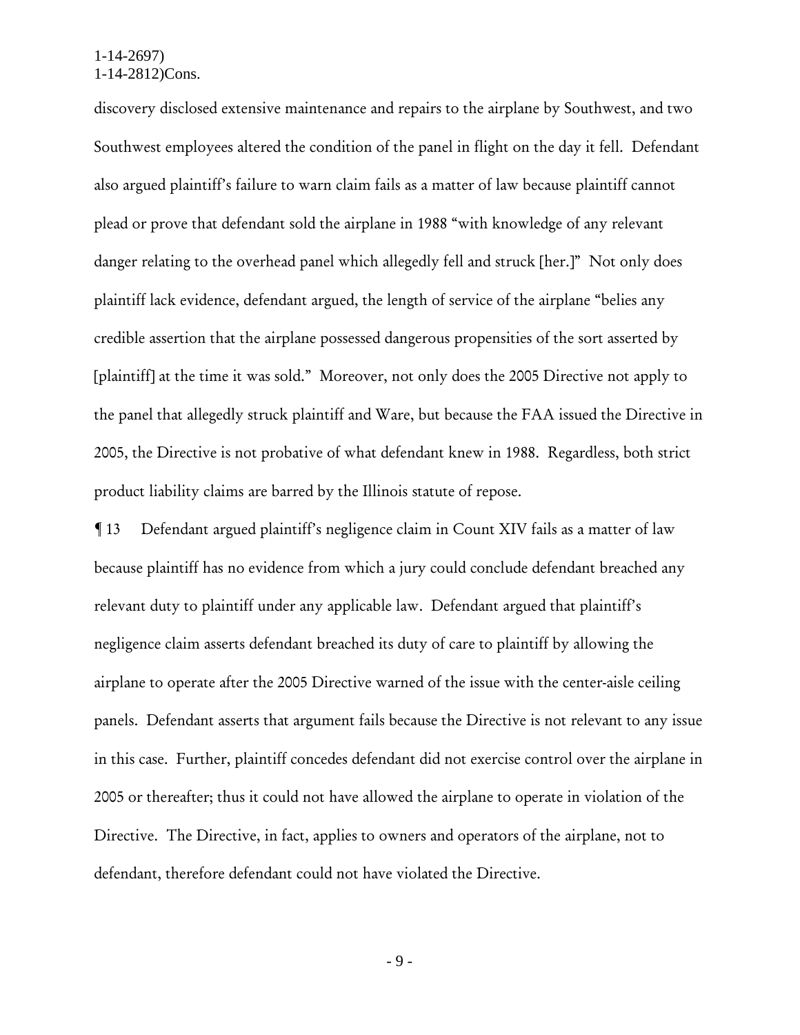discovery disclosed extensive maintenance and repairs to the airplane by Southwest, and two Southwest employees altered the condition of the panel in flight on the day it fell. Defendant also argued plaintiff's failure to warn claim fails as a matter of law because plaintiff cannot plead or prove that defendant sold the airplane in 1988 "with knowledge of any relevant danger relating to the overhead panel which allegedly fell and struck [her.]" Not only does plaintiff lack evidence, defendant argued, the length of service of the airplane "belies any credible assertion that the airplane possessed dangerous propensities of the sort asserted by [plaintiff] at the time it was sold." Moreover, not only does the 2005 Directive not apply to the panel that allegedly struck plaintiff and Ware, but because the FAA issued the Directive in 2005, the Directive is not probative of what defendant knew in 1988. Regardless, both strict product liability claims are barred by the Illinois statute of repose.

¶ 13 Defendant argued plaintiff's negligence claim in Count XIV fails as a matter of law because plaintiff has no evidence from which a jury could conclude defendant breached any relevant duty to plaintiff under any applicable law. Defendant argued that plaintiff's negligence claim asserts defendant breached its duty of care to plaintiff by allowing the airplane to operate after the 2005 Directive warned of the issue with the center-aisle ceiling panels. Defendant asserts that argument fails because the Directive is not relevant to any issue in this case. Further, plaintiff concedes defendant did not exercise control over the airplane in 2005 or thereafter; thus it could not have allowed the airplane to operate in violation of the Directive. The Directive, in fact, applies to owners and operators of the airplane, not to defendant, therefore defendant could not have violated the Directive.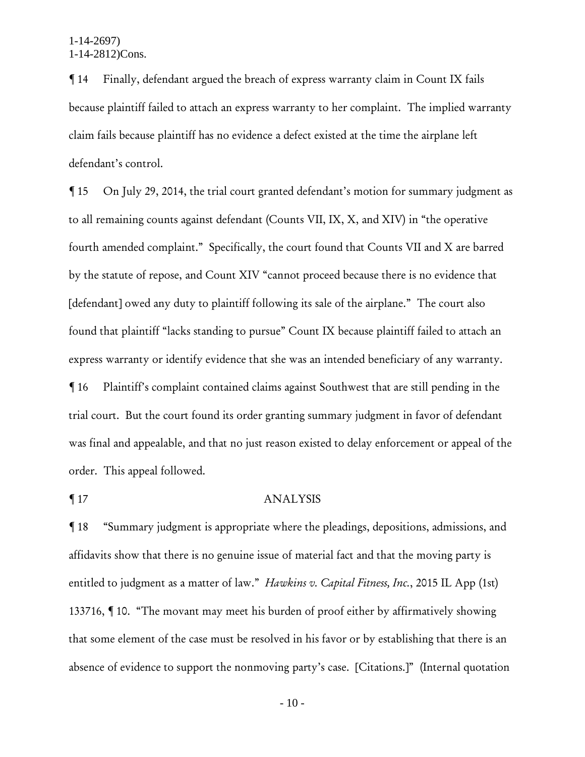¶ 14 Finally, defendant argued the breach of express warranty claim in Count IX fails because plaintiff failed to attach an express warranty to her complaint. The implied warranty claim fails because plaintiff has no evidence a defect existed at the time the airplane left defendant's control.

¶ 15 On July 29, 2014, the trial court granted defendant's motion for summary judgment as to all remaining counts against defendant (Counts VII, IX, X, and XIV) in "the operative fourth amended complaint." Specifically, the court found that Counts VII and X are barred by the statute of repose, and Count XIV "cannot proceed because there is no evidence that [defendant] owed any duty to plaintiff following its sale of the airplane." The court also found that plaintiff "lacks standing to pursue" Count IX because plaintiff failed to attach an express warranty or identify evidence that she was an intended beneficiary of any warranty.

¶ 16 Plaintiff's complaint contained claims against Southwest that are still pending in the trial court. But the court found its order granting summary judgment in favor of defendant was final and appealable, and that no just reason existed to delay enforcement or appeal of the order. This appeal followed.

## ¶ 17 ANALYSIS

¶ 18 "Summary judgment is appropriate where the pleadings, depositions, admissions, and affidavits show that there is no genuine issue of material fact and that the moving party is entitled to judgment as a matter of law." *Hawkins v. Capital Fitness, Inc.*, 2015 IL App (1st) 133716, ¶ 10. "The movant may meet his burden of proof either by affirmatively showing that some element of the case must be resolved in his favor or by establishing that there is an absence of evidence to support the nonmoving party's case. [Citations.]" (Internal quotation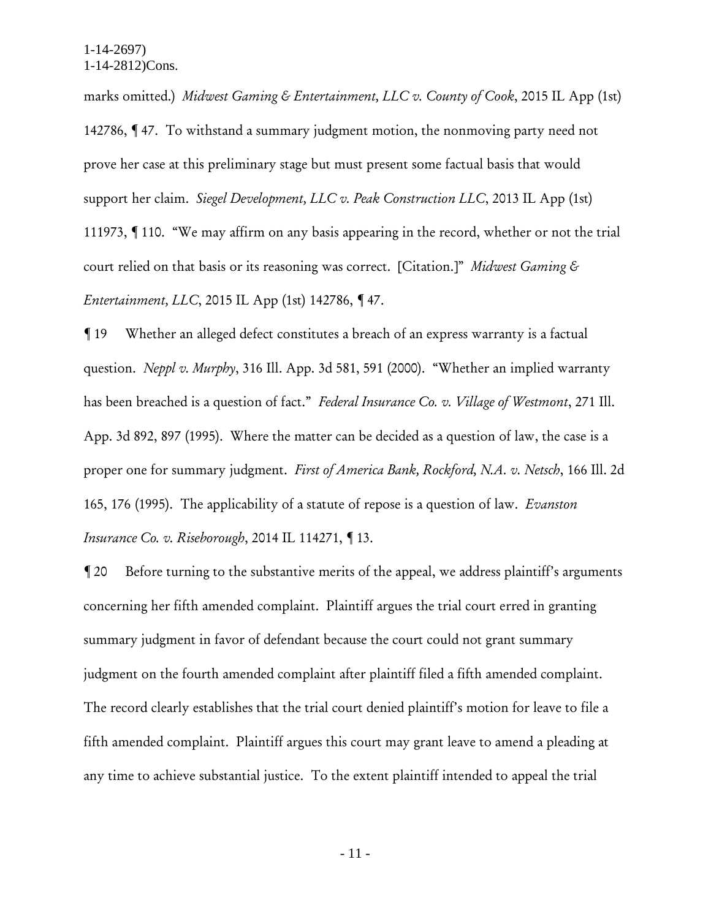marks omitted.) *Midwest Gaming & Entertainment, LLC v. County of Cook*, 2015 IL App (1st) 142786, ¶ 47. To withstand a summary judgment motion, the nonmoving party need not prove her case at this preliminary stage but must present some factual basis that would support her claim. *Siegel Development, LLC v. Peak Construction LLC*, 2013 IL App (1st) 111973, ¶ 110. "We may affirm on any basis appearing in the record, whether or not the trial court relied on that basis or its reasoning was correct. [Citation.]" *Midwest Gaming & Entertainment, LLC*, 2015 IL App (1st) 142786, ¶ 47.

¶ 19 Whether an alleged defect constitutes a breach of an express warranty is a factual question. *Neppl v. Murphy*, 316 Ill. App. 3d 581, 591 (2000). "Whether an implied warranty has been breached is a question of fact." *Federal Insurance Co. v. Village of Westmont*, 271 Ill. App. 3d 892, 897 (1995). Where the matter can be decided as a question of law, the case is a proper one for summary judgment. *First of America Bank, Rockford, N.A. v. Netsch*, 166 Ill. 2d 165, 176 (1995). The applicability of a statute of repose is a question of law. *Evanston Insurance Co. v. Riseborough*, 2014 IL 114271, ¶ 13.

¶ 20 Before turning to the substantive merits of the appeal, we address plaintiff's arguments concerning her fifth amended complaint. Plaintiff argues the trial court erred in granting summary judgment in favor of defendant because the court could not grant summary judgment on the fourth amended complaint after plaintiff filed a fifth amended complaint. The record clearly establishes that the trial court denied plaintiff's motion for leave to file a fifth amended complaint. Plaintiff argues this court may grant leave to amend a pleading at any time to achieve substantial justice. To the extent plaintiff intended to appeal the trial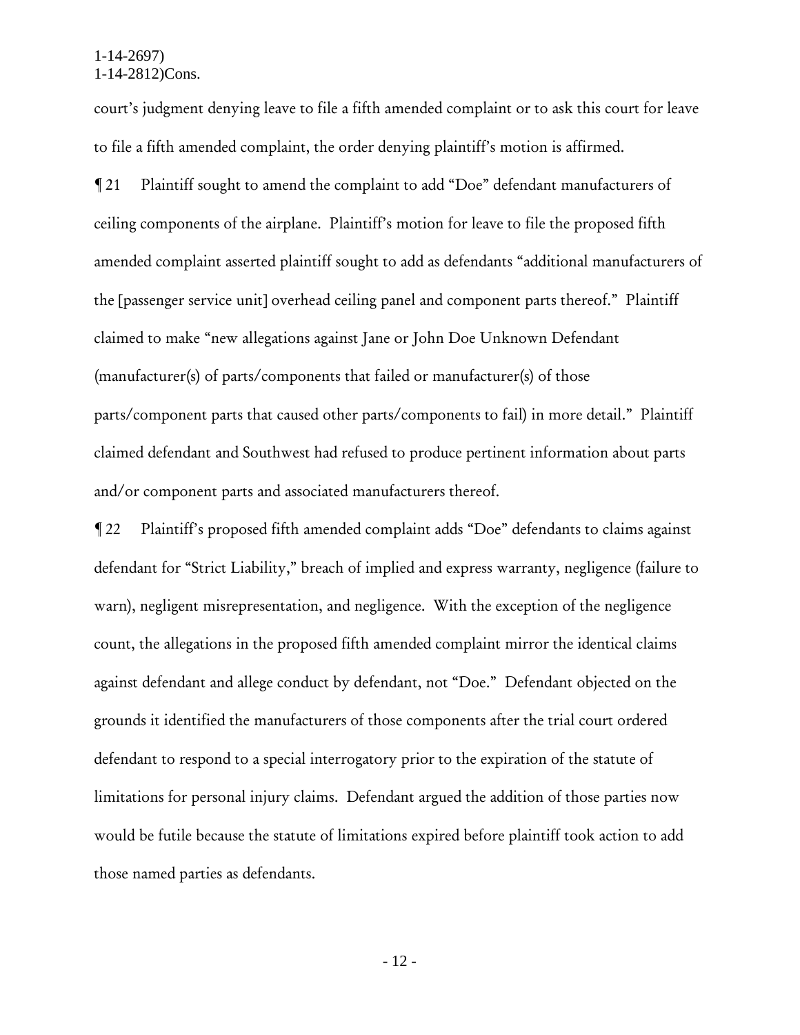court's judgment denying leave to file a fifth amended complaint or to ask this court for leave to file a fifth amended complaint, the order denying plaintiff's motion is affirmed.

¶ 21 Plaintiff sought to amend the complaint to add "Doe" defendant manufacturers of ceiling components of the airplane. Plaintiff's motion for leave to file the proposed fifth amended complaint asserted plaintiff sought to add as defendants "additional manufacturers of the [passenger service unit] overhead ceiling panel and component parts thereof." Plaintiff claimed to make "new allegations against Jane or John Doe Unknown Defendant (manufacturer(s) of parts/components that failed or manufacturer(s) of those parts/component parts that caused other parts/components to fail) in more detail." Plaintiff claimed defendant and Southwest had refused to produce pertinent information about parts and/or component parts and associated manufacturers thereof.

¶ 22 Plaintiff's proposed fifth amended complaint adds "Doe" defendants to claims against defendant for "Strict Liability," breach of implied and express warranty, negligence (failure to warn), negligent misrepresentation, and negligence. With the exception of the negligence count, the allegations in the proposed fifth amended complaint mirror the identical claims against defendant and allege conduct by defendant, not "Doe." Defendant objected on the grounds it identified the manufacturers of those components after the trial court ordered defendant to respond to a special interrogatory prior to the expiration of the statute of limitations for personal injury claims. Defendant argued the addition of those parties now would be futile because the statute of limitations expired before plaintiff took action to add those named parties as defendants.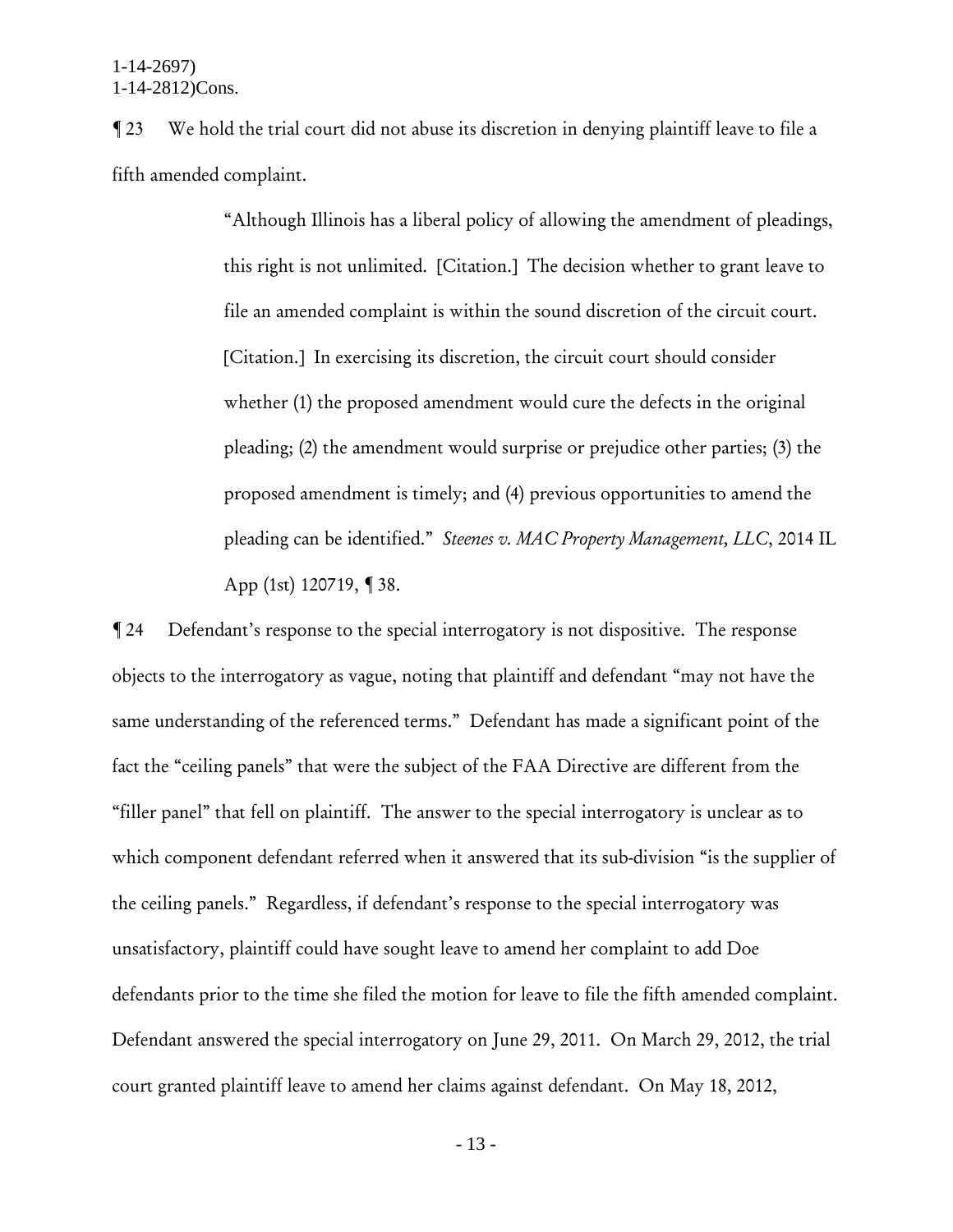¶ 23 We hold the trial court did not abuse its discretion in denying plaintiff leave to file a fifth amended complaint.

> "Although Illinois has a liberal policy of allowing the amendment of pleadings, this right is not unlimited. [Citation.] The decision whether to grant leave to file an amended complaint is within the sound discretion of the circuit court. [Citation.] In exercising its discretion, the circuit court should consider whether (1) the proposed amendment would cure the defects in the original pleading; (2) the amendment would surprise or prejudice other parties; (3) the proposed amendment is timely; and (4) previous opportunities to amend the pleading can be identified." *Steenes v. MAC Property Management, LLC*, 2014 IL App (1st) 120719, ¶ 38.

¶ 24 Defendant's response to the special interrogatory is not dispositive. The response objects to the interrogatory as vague, noting that plaintiff and defendant "may not have the same understanding of the referenced terms." Defendant has made a significant point of the fact the "ceiling panels" that were the subject of the FAA Directive are different from the "filler panel" that fell on plaintiff. The answer to the special interrogatory is unclear as to which component defendant referred when it answered that its sub-division "is the supplier of the ceiling panels." Regardless, if defendant's response to the special interrogatory was unsatisfactory, plaintiff could have sought leave to amend her complaint to add Doe defendants prior to the time she filed the motion for leave to file the fifth amended complaint. Defendant answered the special interrogatory on June 29, 2011. On March 29, 2012, the trial court granted plaintiff leave to amend her claims against defendant. On May 18, 2012,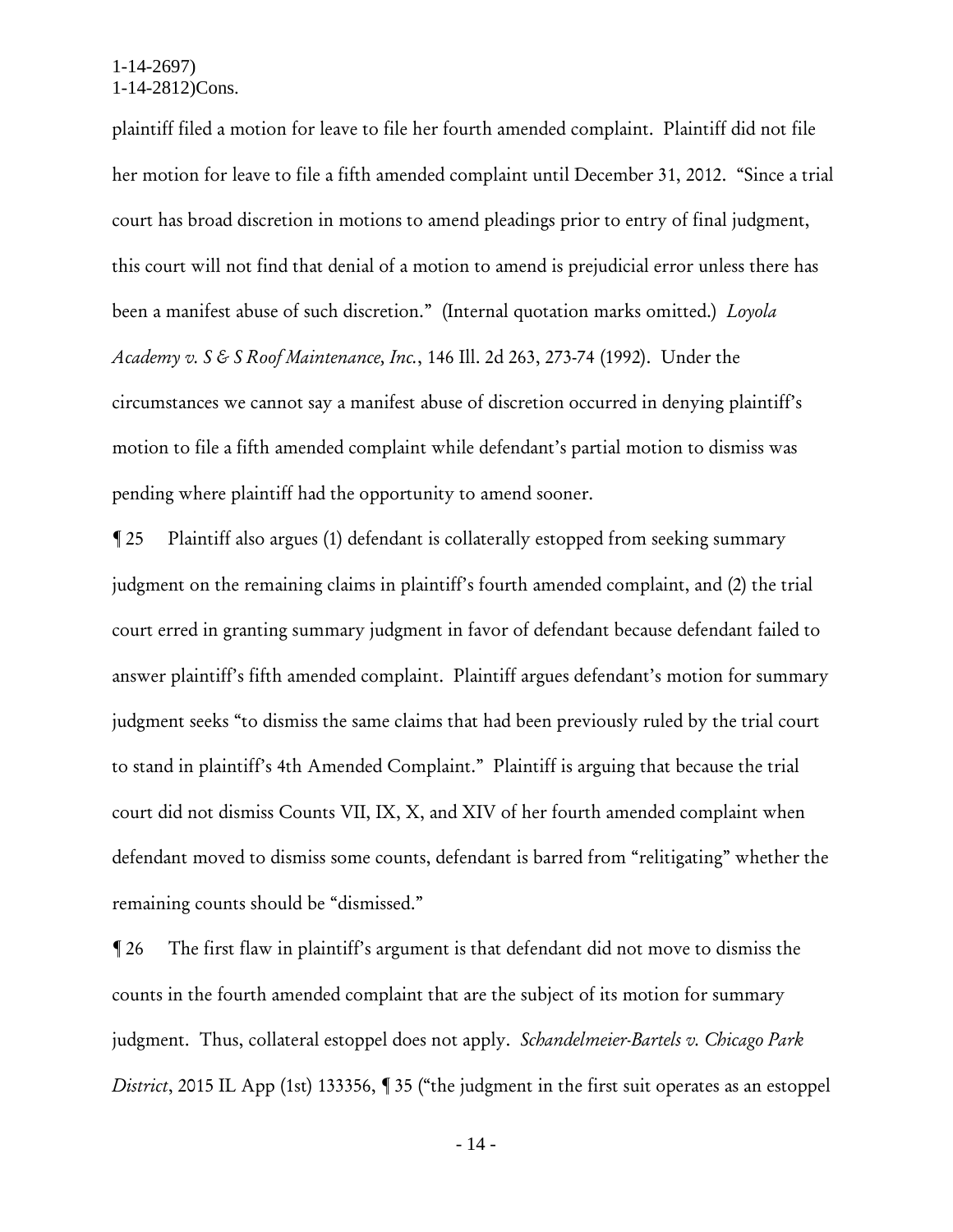plaintiff filed a motion for leave to file her fourth amended complaint. Plaintiff did not file her motion for leave to file a fifth amended complaint until December 31, 2012. "Since a trial court has broad discretion in motions to amend pleadings prior to entry of final judgment, this court will not find that denial of a motion to amend is prejudicial error unless there has been a manifest abuse of such discretion." (Internal quotation marks omitted.) *Loyola Academy v. S & S Roof Maintenance, Inc.*, 146 Ill. 2d 263, 273-74 (1992). Under the circumstances we cannot say a manifest abuse of discretion occurred in denying plaintiff's motion to file a fifth amended complaint while defendant's partial motion to dismiss was pending where plaintiff had the opportunity to amend sooner.

¶ 25 Plaintiff also argues (1) defendant is collaterally estopped from seeking summary judgment on the remaining claims in plaintiff's fourth amended complaint, and (2) the trial court erred in granting summary judgment in favor of defendant because defendant failed to answer plaintiff's fifth amended complaint. Plaintiff argues defendant's motion for summary judgment seeks "to dismiss the same claims that had been previously ruled by the trial court to stand in plaintiff's 4th Amended Complaint." Plaintiff is arguing that because the trial court did not dismiss Counts VII, IX, X, and XIV of her fourth amended complaint when defendant moved to dismiss some counts, defendant is barred from "relitigating" whether the remaining counts should be "dismissed."

¶ 26 The first flaw in plaintiff's argument is that defendant did not move to dismiss the counts in the fourth amended complaint that are the subject of its motion for summary judgment. Thus, collateral estoppel does not apply. *Schandelmeier-Bartels v. Chicago Park District*, 2015 IL App (1st) 133356, ¶ 35 ("the judgment in the first suit operates as an estoppel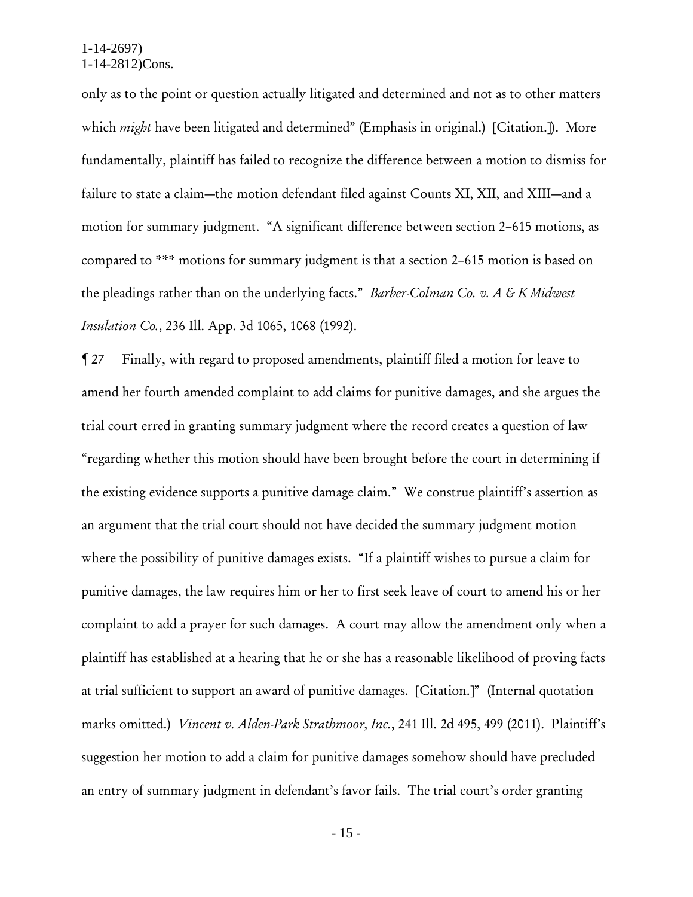only as to the point or question actually litigated and determined and not as to other matters which *might* have been litigated and determined" (Emphasis in original.) [Citation.]). More fundamentally, plaintiff has failed to recognize the difference between a motion to dismiss for failure to state a claim—the motion defendant filed against Counts XI, XII, and XIII—and a motion for summary judgment. "A significant difference between section 2–615 motions, as compared to *** motions for summary judgment is that a section 2–615 motion is based on the pleadings rather than on the underlying facts." *Barber-Colman Co. v. A & K Midwest Insulation Co.*, 236 Ill. App. 3d 1065, 1068 (1992).

¶ 27 Finally, with regard to proposed amendments, plaintiff filed a motion for leave to amend her fourth amended complaint to add claims for punitive damages, and she argues the trial court erred in granting summary judgment where the record creates a question of law "regarding whether this motion should have been brought before the court in determining if the existing evidence supports a punitive damage claim." We construe plaintiff's assertion as an argument that the trial court should not have decided the summary judgment motion where the possibility of punitive damages exists. "If a plaintiff wishes to pursue a claim for punitive damages, the law requires him or her to first seek leave of court to amend his or her complaint to add a prayer for such damages. A court may allow the amendment only when a plaintiff has established at a hearing that he or she has a reasonable likelihood of proving facts at trial sufficient to support an award of punitive damages. [Citation.]" (Internal quotation marks omitted.) *Vincent v. Alden-Park Strathmoor, Inc.*, 241 Ill. 2d 495, 499 (2011). Plaintiff's suggestion her motion to add a claim for punitive damages somehow should have precluded an entry of summary judgment in defendant's favor fails. The trial court's order granting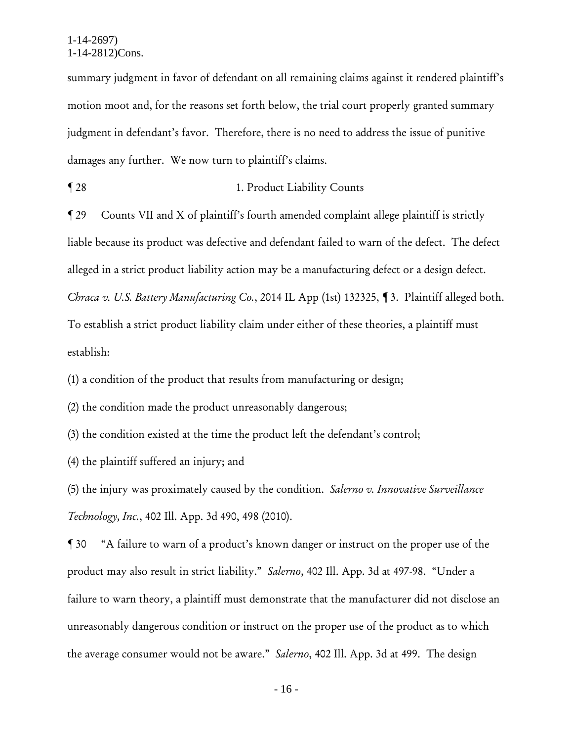summary judgment in favor of defendant on all remaining claims against it rendered plaintiff's motion moot and, for the reasons set forth below, the trial court properly granted summary judgment in defendant's favor. Therefore, there is no need to address the issue of punitive damages any further. We now turn to plaintiff's claims.

¶ 28 1. Product Liability Counts

¶ 29 Counts VII and X of plaintiff's fourth amended complaint allege plaintiff is strictly liable because its product was defective and defendant failed to warn of the defect. The defect alleged in a strict product liability action may be a manufacturing defect or a design defect. *Chraca v. U.S. Battery Manufacturing Co.*, 2014 IL App (1st) 132325, ¶ 3. Plaintiff alleged both. To establish a strict product liability claim under either of these theories, a plaintiff must establish:

(1) a condition of the product that results from manufacturing or design;

(2) the condition made the product unreasonably dangerous;

(3) the condition existed at the time the product left the defendant's control;

(4) the plaintiff suffered an injury; and

(5) the injury was proximately caused by the condition. *Salerno v. Innovative Surveillance Technology, Inc.*, 402 Ill. App. 3d 490, 498 (2010).

¶ 30 "A failure to warn of a product's known danger or instruct on the proper use of the product may also result in strict liability." *Salerno*, 402 Ill. App. 3d at 497-98. "Under a failure to warn theory, a plaintiff must demonstrate that the manufacturer did not disclose an unreasonably dangerous condition or instruct on the proper use of the product as to which the average consumer would not be aware." *Salerno*, 402 Ill. App. 3d at 499. The design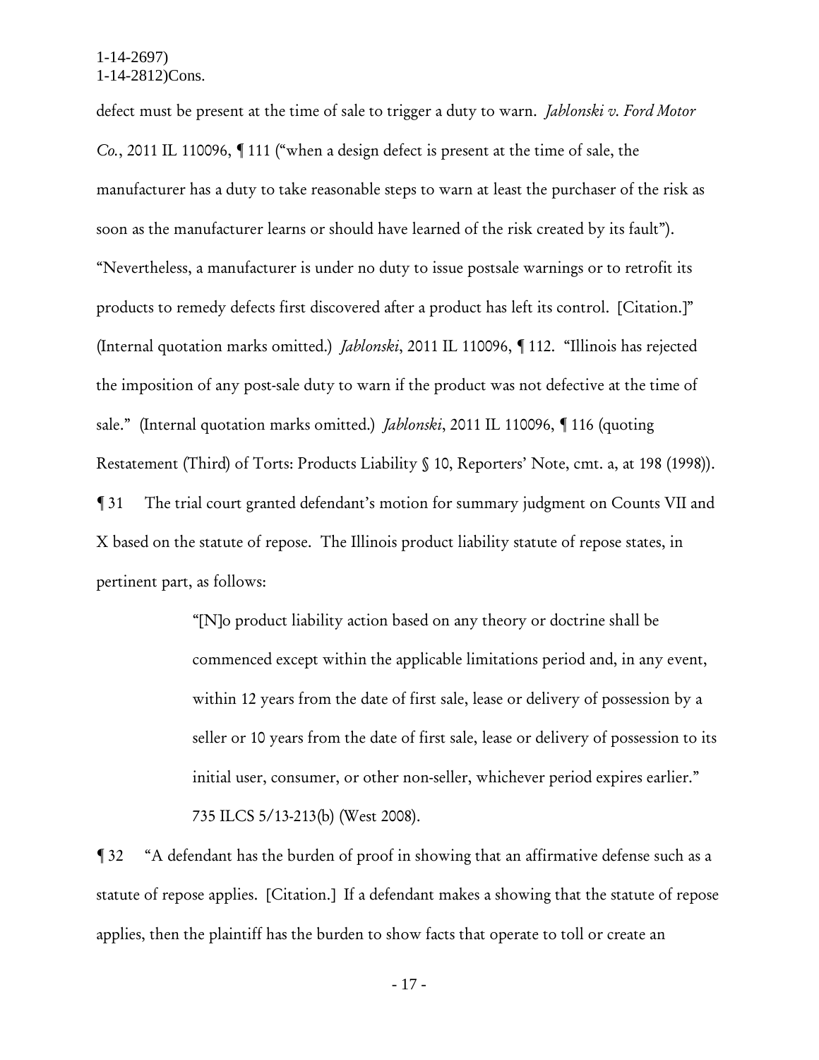defect must be present at the time of sale to trigger a duty to warn. *Jablonski v. Ford Motor Co.*, 2011 IL 110096, ¶ 111 ("when a design defect is present at the time of sale, the manufacturer has a duty to take reasonable steps to warn at least the purchaser of the risk as soon as the manufacturer learns or should have learned of the risk created by its fault"). "Nevertheless, a manufacturer is under no duty to issue postsale warnings or to retrofit its products to remedy defects first discovered after a product has left its control. [Citation.]" (Internal quotation marks omitted.) *Jablonski*, 2011 IL 110096, ¶ 112. "Illinois has rejected the imposition of any post-sale duty to warn if the product was not defective at the time of sale." (Internal quotation marks omitted.) *Jablonski*, 2011 IL 110096, ¶ 116 (quoting Restatement (Third) of Torts: Products Liability § 10, Reporters' Note, cmt. a, at 198 (1998)).

¶ 31 The trial court granted defendant's motion for summary judgment on Counts VII and X based on the statute of repose. The Illinois product liability statute of repose states, in pertinent part, as follows:

> "[N]o product liability action based on any theory or doctrine shall be commenced except within the applicable limitations period and, in any event, within 12 years from the date of first sale, lease or delivery of possession by a seller or 10 years from the date of first sale, lease or delivery of possession to its initial user, consumer, or other non-seller, whichever period expires earlier." 735 ILCS 5/13-213(b) (West 2008).

¶ 32 "A defendant has the burden of proof in showing that an affirmative defense such as a statute of repose applies. [Citation.] If a defendant makes a showing that the statute of repose applies, then the plaintiff has the burden to show facts that operate to toll or create an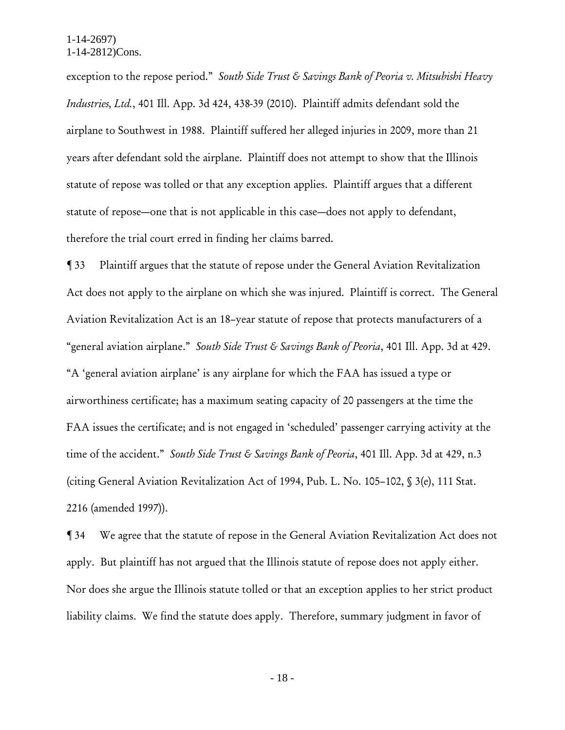exception to the repose period." *South Side Trust & Savings Bank of Peoria v. Mitsubishi Heavy Industries, Ltd.*, 401 Ill. App. 3d 424, 438-39 (2010). Plaintiff admits defendant sold the airplane to Southwest in 1988. Plaintiff suffered her alleged injuries in 2009, more than 21 years after defendant sold the airplane. Plaintiff does not attempt to show that the Illinois statute of repose was tolled or that any exception applies. Plaintiff argues that a different statute of repose—one that is not applicable in this case—does not apply to defendant, therefore the trial court erred in finding her claims barred.

¶ 33 Plaintiff argues that the statute of repose under the General Aviation Revitalization Act does not apply to the airplane on which she was injured. Plaintiff is correct. The General Aviation Revitalization Act is an 18–year statute of repose that protects manufacturers of a "general aviation airplane." *South Side Trust & Savings Bank of Peoria*, 401 Ill. App. 3d at 429. "A 'general aviation airplane' is any airplane for which the FAA has issued a type or airworthiness certificate; has a maximum seating capacity of 20 passengers at the time the FAA issues the certificate; and is not engaged in 'scheduled' passenger carrying activity at the time of the accident." *South Side Trust & Savings Bank of Peoria*, 401 Ill. App. 3d at 429, n.3 (citing General Aviation Revitalization Act of 1994, Pub. L. No. 105–102, § 3(e), 111 Stat. 2216 (amended 1997)).

¶ 34 We agree that the statute of repose in the General Aviation Revitalization Act does not apply. But plaintiff has not argued that the Illinois statute of repose does not apply either. Nor does she argue the Illinois statute tolled or that an exception applies to her strict product liability claims. We find the statute does apply. Therefore, summary judgment in favor of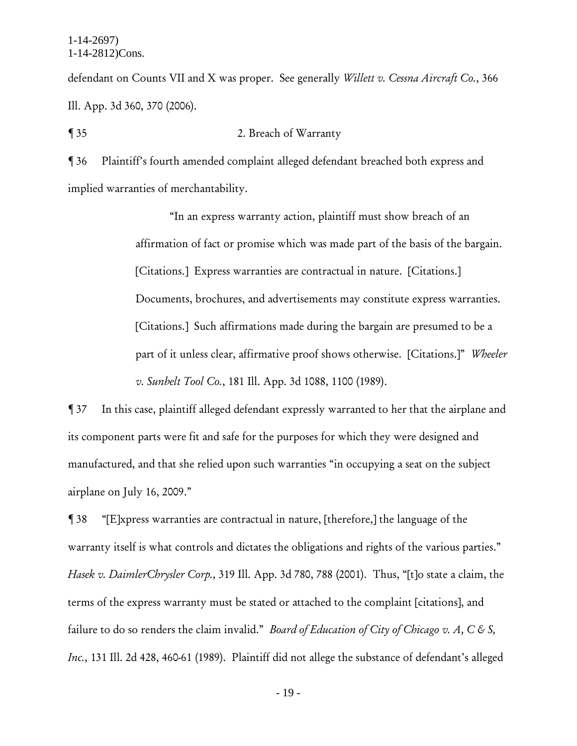defendant on Counts VII and X was proper. See generally *Willett v. Cessna Aircraft Co.*, 366 Ill. App. 3d 360, 370 (2006).

¶ 35 2. Breach of Warranty

¶ 36 Plaintiff's fourth amended complaint alleged defendant breached both express and implied warranties of merchantability.

> "In an express warranty action, plaintiff must show breach of an affirmation of fact or promise which was made part of the basis of the bargain. [Citations.] Express warranties are contractual in nature. [Citations.] Documents, brochures, and advertisements may constitute express warranties. [Citations.] Such affirmations made during the bargain are presumed to be a part of it unless clear, affirmative proof shows otherwise. [Citations.]" *Wheeler v. Sunbelt Tool Co.*, 181 Ill. App. 3d 1088, 1100 (1989).

¶ 37 In this case, plaintiff alleged defendant expressly warranted to her that the airplane and its component parts were fit and safe for the purposes for which they were designed and manufactured, and that she relied upon such warranties "in occupying a seat on the subject airplane on July 16, 2009."

¶ 38 "[E]xpress warranties are contractual in nature, [therefore,] the language of the warranty itself is what controls and dictates the obligations and rights of the various parties." *Hasek v. DaimlerChrysler Corp.*, 319 Ill. App. 3d 780, 788 (2001). Thus, "[t]o state a claim, the terms of the express warranty must be stated or attached to the complaint [citations], and failure to do so renders the claim invalid." *Board of Education of City of Chicago v. A, C & S, Inc.*, 131 Ill. 2d 428, 460-61 (1989). Plaintiff did not allege the substance of defendant's alleged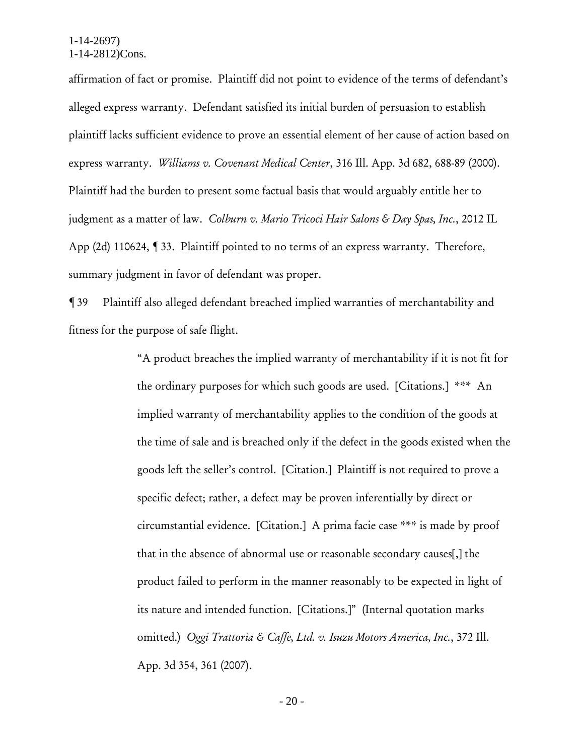affirmation of fact or promise. Plaintiff did not point to evidence of the terms of defendant's alleged express warranty. Defendant satisfied its initial burden of persuasion to establish plaintiff lacks sufficient evidence to prove an essential element of her cause of action based on express warranty. *Williams v. Covenant Medical Center*, 316 Ill. App. 3d 682, 688-89 (2000). Plaintiff had the burden to present some factual basis that would arguably entitle her to judgment as a matter of law. *Colburn v. Mario Tricoci Hair Salons & Day Spas, Inc.*, 2012 IL App (2d) 110624, ¶ 33. Plaintiff pointed to no terms of an express warranty. Therefore, summary judgment in favor of defendant was proper.

¶ 39 Plaintiff also alleged defendant breached implied warranties of merchantability and fitness for the purpose of safe flight.

> "A product breaches the implied warranty of merchantability if it is not fit for the ordinary purposes for which such goods are used. [Citations.] *** An implied warranty of merchantability applies to the condition of the goods at the time of sale and is breached only if the defect in the goods existed when the goods left the seller's control. [Citation.] Plaintiff is not required to prove a specific defect; rather, a defect may be proven inferentially by direct or circumstantial evidence. [Citation.] A prima facie case *** is made by proof that in the absence of abnormal use or reasonable secondary causes[,] the product failed to perform in the manner reasonably to be expected in light of its nature and intended function. [Citations.]" (Internal quotation marks omitted.) *Oggi Trattoria & Caffe, Ltd. v. Isuzu Motors America, Inc.*, 372 Ill. App. 3d 354, 361 (2007).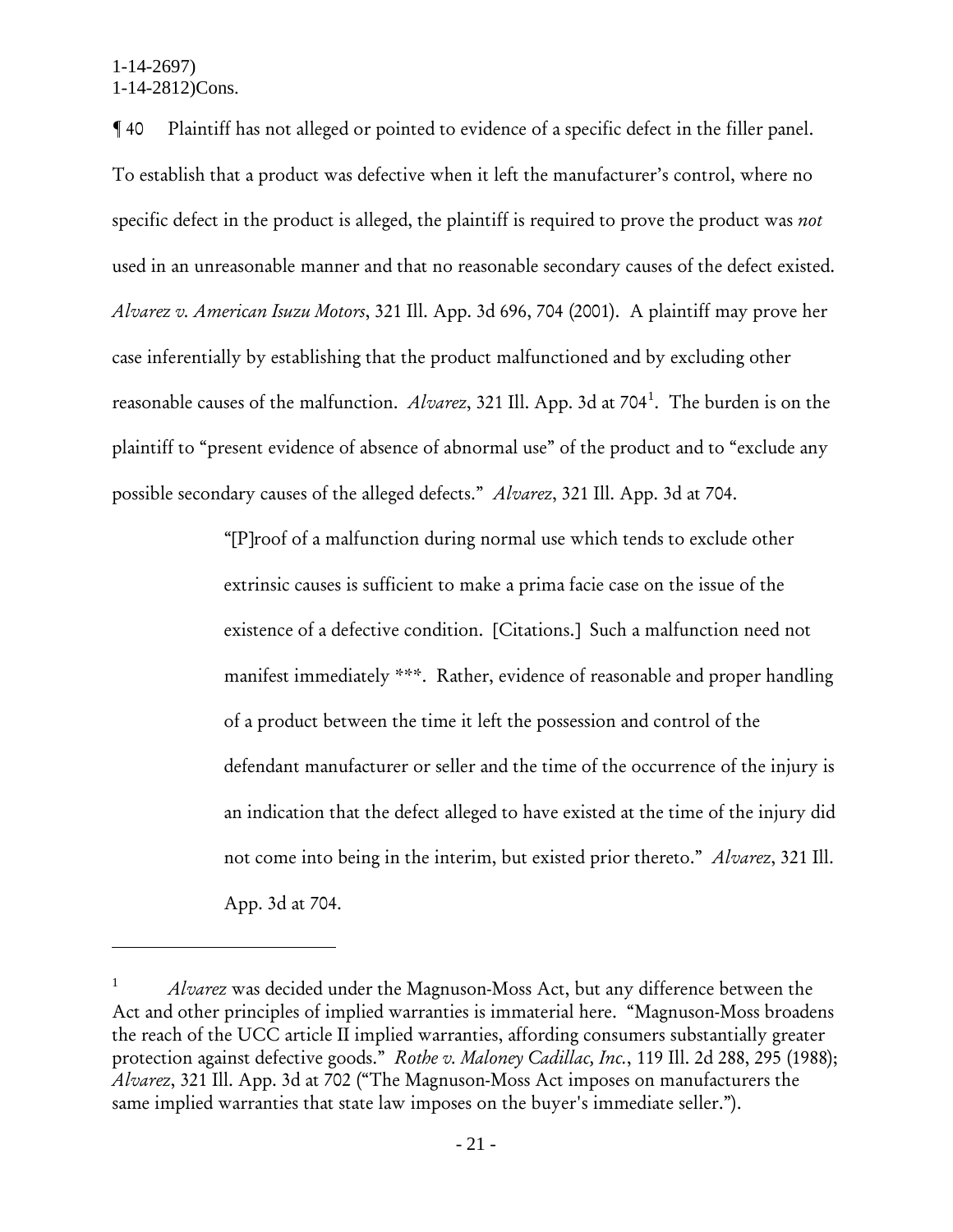¶ 40 Plaintiff has not alleged or pointed to evidence of a specific defect in the filler panel. To establish that a product was defective when it left the manufacturer's control, where no specific defect in the product is alleged, the plaintiff is required to prove the product was *not* used in an unreasonable manner and that no reasonable secondary causes of the defect existed. *Alvarez v. American Isuzu Motors*, 321 Ill. App. 3d 696, 704 (2001). A plaintiff may prove her case inferentially by establishing that the product malfunctioned and by excluding other reasonable causes of the malfunction. *Alvarez*, 321 Ill. App. 3d at 704[1]. The burden is on the plaintiff to "present evidence of absence of abnormal use" of the product and to "exclude any possible secondary causes of the alleged defects." *Alvarez*, 321 Ill. App. 3d at 704.

> "[P]roof of a malfunction during normal use which tends to exclude other extrinsic causes is sufficient to make a prima facie case on the issue of the existence of a defective condition. [Citations.] Such a malfunction need not manifest immediately ***. Rather, evidence of reasonable and proper handling of a product between the time it left the possession and control of the defendant manufacturer or seller and the time of the occurrence of the injury is an indication that the defect alleged to have existed at the time of the injury did not come into being in the interim, but existed prior thereto." *Alvarez*, 321 Ill. App. 3d at 704.

---

[1] *Alvarez* was decided under the Magnuson-Moss Act, but any difference between the Act and other principles of implied warranties is immaterial here. "Magnuson-Moss broadens the reach of the UCC article II implied warranties, affording consumers substantially greater protection against defective goods." *Rothe v. Maloney Cadillac, Inc.*, 119 Ill. 2d 288, 295 (1988); *Alvarez*, 321 Ill. App. 3d at 702 ("The Magnuson-Moss Act imposes on manufacturers the same implied warranties that state law imposes on the buyer's immediate seller.").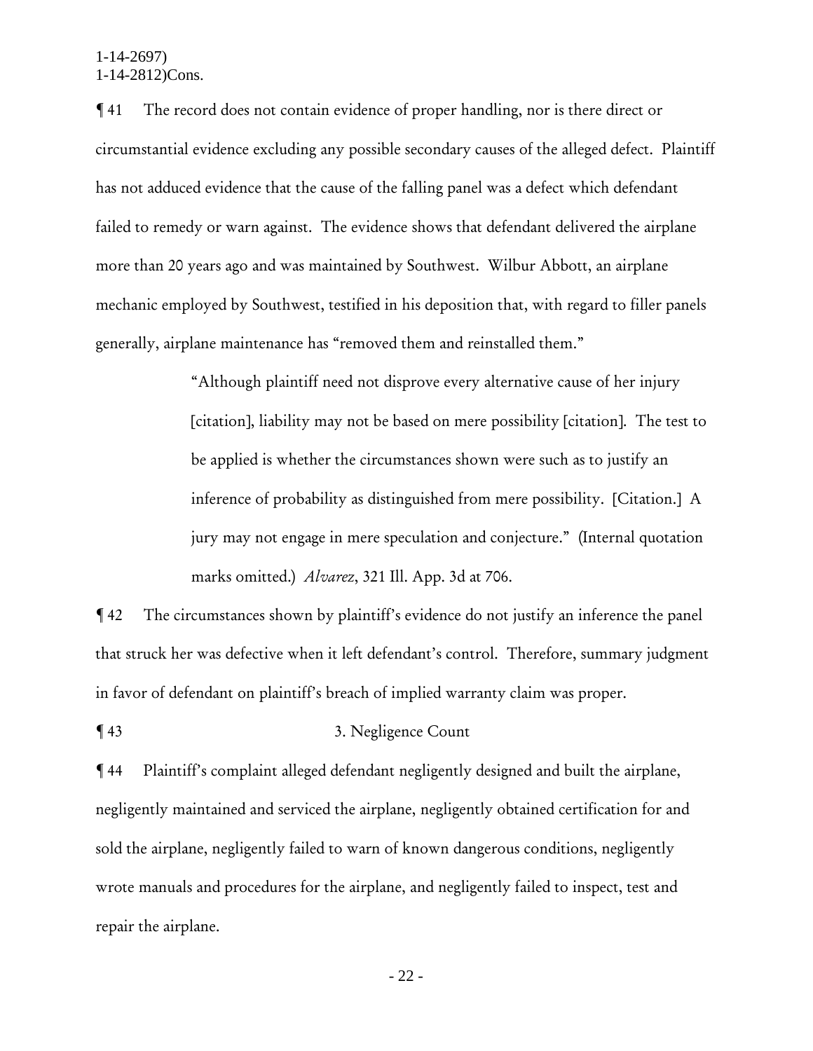¶ 41 The record does not contain evidence of proper handling, nor is there direct or circumstantial evidence excluding any possible secondary causes of the alleged defect. Plaintiff has not adduced evidence that the cause of the falling panel was a defect which defendant failed to remedy or warn against. The evidence shows that defendant delivered the airplane more than 20 years ago and was maintained by Southwest. Wilbur Abbott, an airplane mechanic employed by Southwest, testified in his deposition that, with regard to filler panels generally, airplane maintenance has "removed them and reinstalled them."

> "Although plaintiff need not disprove every alternative cause of her injury [citation], liability may not be based on mere possibility [citation]. The test to be applied is whether the circumstances shown were such as to justify an inference of probability as distinguished from mere possibility. [Citation.] A jury may not engage in mere speculation and conjecture." (Internal quotation marks omitted.) *Alvarez*, 321 Ill. App. 3d at 706.

¶ 42 The circumstances shown by plaintiff's evidence do not justify an inference the panel that struck her was defective when it left defendant's control. Therefore, summary judgment in favor of defendant on plaintiff's breach of implied warranty claim was proper.

¶ 43 3. Negligence Count

¶ 44 Plaintiff's complaint alleged defendant negligently designed and built the airplane, negligently maintained and serviced the airplane, negligently obtained certification for and sold the airplane, negligently failed to warn of known dangerous conditions, negligently wrote manuals and procedures for the airplane, and negligently failed to inspect, test and repair the airplane.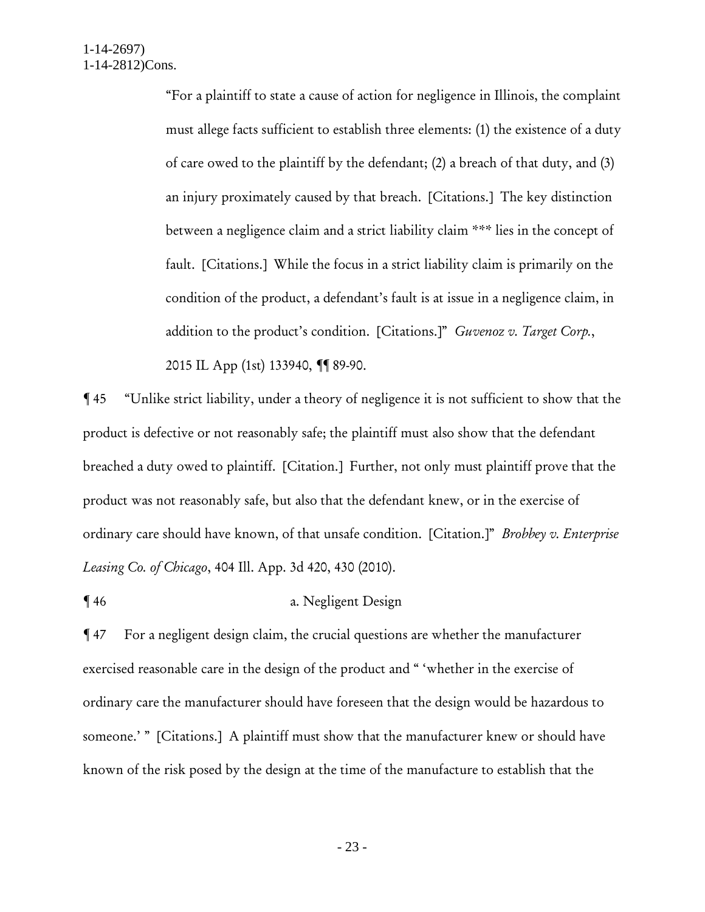> "For a plaintiff to state a cause of action for negligence in Illinois, the complaint must allege facts sufficient to establish three elements: (1) the existence of a duty of care owed to the plaintiff by the defendant; (2) a breach of that duty, and (3) an injury proximately caused by that breach. [Citations.] The key distinction between a negligence claim and a strict liability claim *** lies in the concept of fault. [Citations.] While the focus in a strict liability claim is primarily on the condition of the product, a defendant's fault is at issue in a negligence claim, in addition to the product's condition. [Citations.]" *Guvenoz v. Target Corp.*, 2015 IL App (1st) 133940, ¶¶ 89-90.

¶ 45 "Unlike strict liability, under a theory of negligence it is not sufficient to show that the product is defective or not reasonably safe; the plaintiff must also show that the defendant breached a duty owed to plaintiff. [Citation.] Further, not only must plaintiff prove that the product was not reasonably safe, but also that the defendant knew, or in the exercise of ordinary care should have known, of that unsafe condition. [Citation.]" *Brobbey v. Enterprise Leasing Co. of Chicago*, 404 Ill. App. 3d 420, 430 (2010).

¶ 46 a. Negligent Design

¶ 47 For a negligent design claim, the crucial questions are whether the manufacturer exercised reasonable care in the design of the product and " 'whether in the exercise of ordinary care the manufacturer should have foreseen that the design would be hazardous to someone.' " [Citations.] A plaintiff must show that the manufacturer knew or should have known of the risk posed by the design at the time of the manufacture to establish that the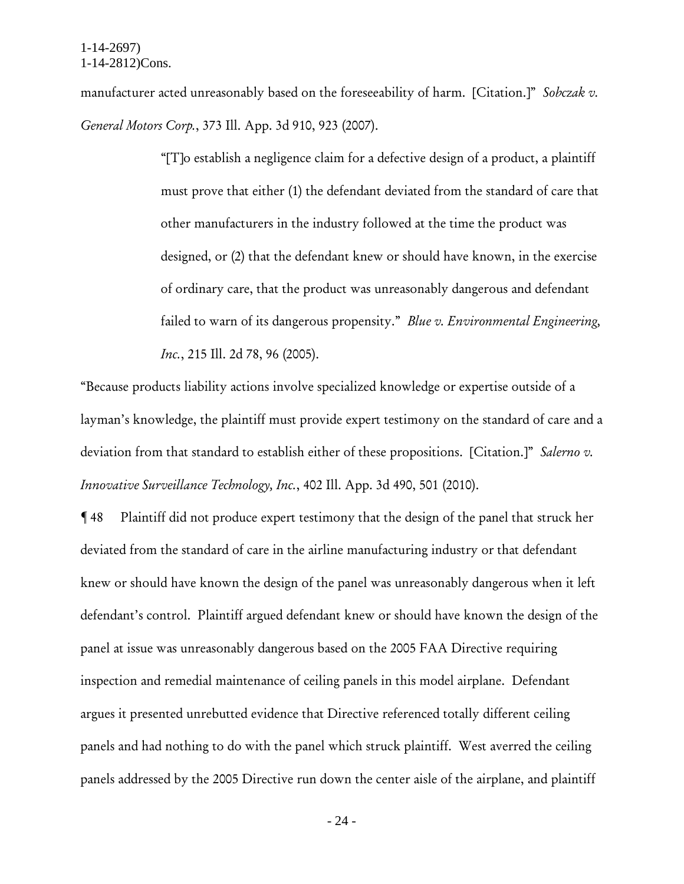manufacturer acted unreasonably based on the foreseeability of harm. [Citation.]" *Sobczak v. General Motors Corp.*, 373 Ill. App. 3d 910, 923 (2007).

> "[T]o establish a negligence claim for a defective design of a product, a plaintiff must prove that either (1) the defendant deviated from the standard of care that other manufacturers in the industry followed at the time the product was designed, or (2) that the defendant knew or should have known, in the exercise of ordinary care, that the product was unreasonably dangerous and defendant failed to warn of its dangerous propensity." *Blue v. Environmental Engineering, Inc.*, 215 Ill. 2d 78, 96 (2005).

"Because products liability actions involve specialized knowledge or expertise outside of a layman's knowledge, the plaintiff must provide expert testimony on the standard of care and a deviation from that standard to establish either of these propositions. [Citation.]" *Salerno v. Innovative Surveillance Technology, Inc.*, 402 Ill. App. 3d 490, 501 (2010).

¶ 48 Plaintiff did not produce expert testimony that the design of the panel that struck her deviated from the standard of care in the airline manufacturing industry or that defendant knew or should have known the design of the panel was unreasonably dangerous when it left defendant's control. Plaintiff argued defendant knew or should have known the design of the panel at issue was unreasonably dangerous based on the 2005 FAA Directive requiring inspection and remedial maintenance of ceiling panels in this model airplane. Defendant argues it presented unrebutted evidence that Directive referenced totally different ceiling panels and had nothing to do with the panel which struck plaintiff. West averred the ceiling panels addressed by the 2005 Directive run down the center aisle of the airplane, and plaintiff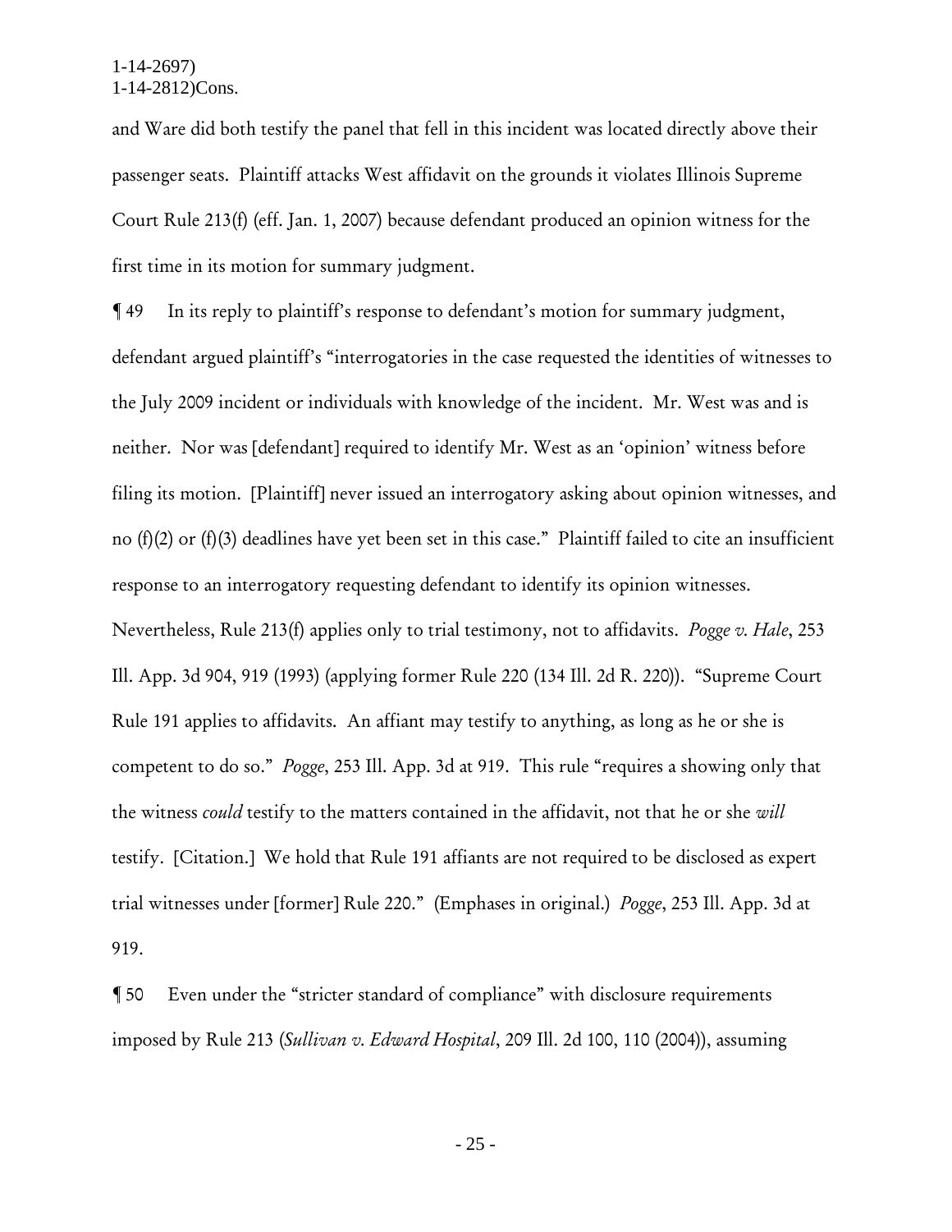and Ware did both testify the panel that fell in this incident was located directly above their passenger seats. Plaintiff attacks West affidavit on the grounds it violates Illinois Supreme Court Rule 213(f) (eff. Jan. 1, 2007) because defendant produced an opinion witness for the first time in its motion for summary judgment.

¶ 49 In its reply to plaintiff's response to defendant's motion for summary judgment, defendant argued plaintiff's "interrogatories in the case requested the identities of witnesses to the July 2009 incident or individuals with knowledge of the incident. Mr. West was and is neither. Nor was [defendant] required to identify Mr. West as an 'opinion' witness before filing its motion. [Plaintiff] never issued an interrogatory asking about opinion witnesses, and no (f)(2) or (f)(3) deadlines have yet been set in this case." Plaintiff failed to cite an insufficient response to an interrogatory requesting defendant to identify its opinion witnesses. Nevertheless, Rule 213(f) applies only to trial testimony, not to affidavits. *Pogge v. Hale*, 253 Ill. App. 3d 904, 919 (1993) (applying former Rule 220 (134 Ill. 2d R. 220)). "Supreme Court Rule 191 applies to affidavits. An affiant may testify to anything, as long as he or she is competent to do so." *Pogge*, 253 Ill. App. 3d at 919. This rule "requires a showing only that the witness *could* testify to the matters contained in the affidavit, not that he or she *will* testify. [Citation.] We hold that Rule 191 affiants are not required to be disclosed as expert trial witnesses under [former] Rule 220." (Emphases in original.) *Pogge*, 253 Ill. App. 3d at 919.

¶ 50 Even under the "stricter standard of compliance" with disclosure requirements imposed by Rule 213 (*Sullivan v. Edward Hospital*, 209 Ill. 2d 100, 110 (2004)), assuming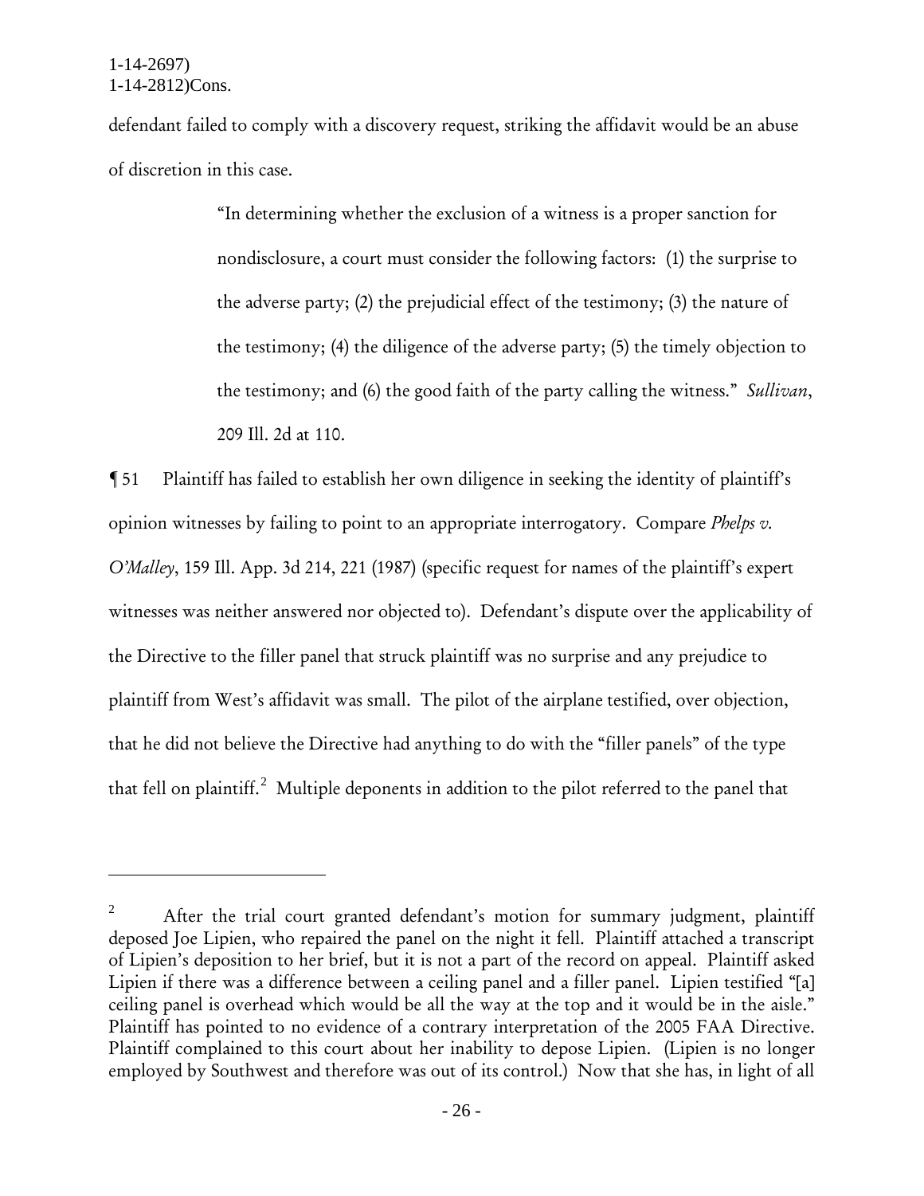defendant failed to comply with a discovery request, striking the affidavit would be an abuse of discretion in this case.

> "In determining whether the exclusion of a witness is a proper sanction for nondisclosure, a court must consider the following factors: (1) the surprise to the adverse party; (2) the prejudicial effect of the testimony; (3) the nature of the testimony; (4) the diligence of the adverse party; (5) the timely objection to the testimony; and (6) the good faith of the party calling the witness." *Sullivan*, 209 Ill. 2d at 110.

¶ 51 Plaintiff has failed to establish her own diligence in seeking the identity of plaintiff's opinion witnesses by failing to point to an appropriate interrogatory. Compare *Phelps v. O'Malley*, 159 Ill. App. 3d 214, 221 (1987) (specific request for names of the plaintiff's expert witnesses was neither answered nor objected to). Defendant's dispute over the applicability of the Directive to the filler panel that struck plaintiff was no surprise and any prejudice to plaintiff from West's affidavit was small. The pilot of the airplane testified, over objection, that he did not believe the Directive had anything to do with the "filler panels" of the type that fell on plaintiff.[2] Multiple deponents in addition to the pilot referred to the panel that

---

[2] After the trial court granted defendant's motion for summary judgment, plaintiff deposed Joe Lipien, who repaired the panel on the night it fell. Plaintiff attached a transcript of Lipien's deposition to her brief, but it is not a part of the record on appeal. Plaintiff asked Lipien if there was a difference between a ceiling panel and a filler panel. Lipien testified "[a] ceiling panel is overhead which would be all the way at the top and it would be in the aisle." Plaintiff has pointed to no evidence of a contrary interpretation of the 2005 FAA Directive. Plaintiff complained to this court about her inability to depose Lipien. (Lipien is no longer employed by Southwest and therefore was out of its control.) Now that she has, in light of all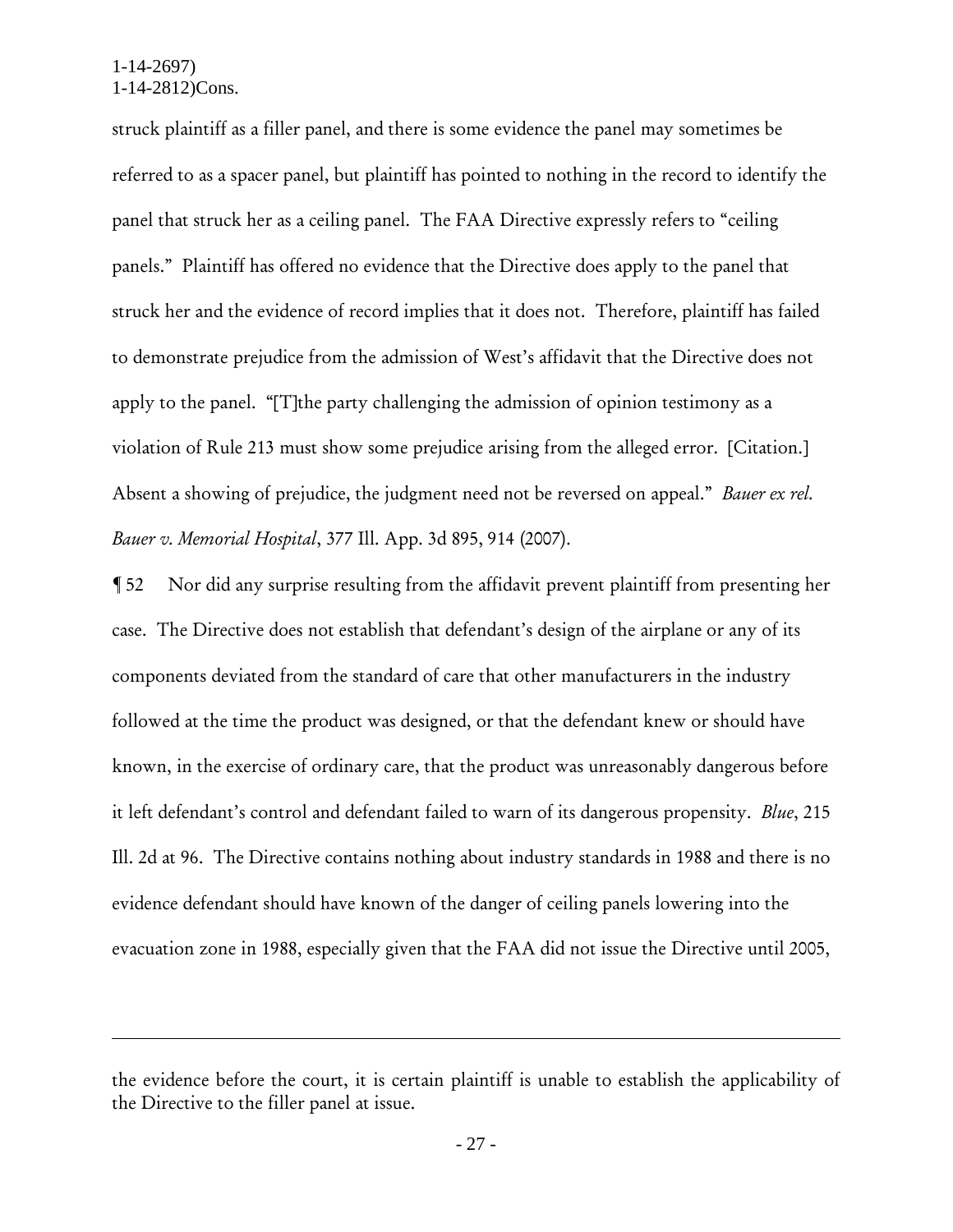struck plaintiff as a filler panel, and there is some evidence the panel may sometimes be referred to as a spacer panel, but plaintiff has pointed to nothing in the record to identify the panel that struck her as a ceiling panel. The FAA Directive expressly refers to "ceiling panels." Plaintiff has offered no evidence that the Directive does apply to the panel that struck her and the evidence of record implies that it does not. Therefore, plaintiff has failed to demonstrate prejudice from the admission of West's affidavit that the Directive does not apply to the panel. "[T]the party challenging the admission of opinion testimony as a violation of Rule 213 must show some prejudice arising from the alleged error. [Citation.] Absent a showing of prejudice, the judgment need not be reversed on appeal." *Bauer ex rel. Bauer v. Memorial Hospital*, 377 Ill. App. 3d 895, 914 (2007).

¶ 52 Nor did any surprise resulting from the affidavit prevent plaintiff from presenting her case. The Directive does not establish that defendant's design of the airplane or any of its components deviated from the standard of care that other manufacturers in the industry followed at the time the product was designed, or that the defendant knew or should have known, in the exercise of ordinary care, that the product was unreasonably dangerous before it left defendant's control and defendant failed to warn of its dangerous propensity. *Blue*, 215 Ill. 2d at 96. The Directive contains nothing about industry standards in 1988 and there is no evidence defendant should have known of the danger of ceiling panels lowering into the evacuation zone in 1988, especially given that the FAA did not issue the Directive until 2005,

---

the evidence before the court, it is certain plaintiff is unable to establish the applicability of the Directive to the filler panel at issue.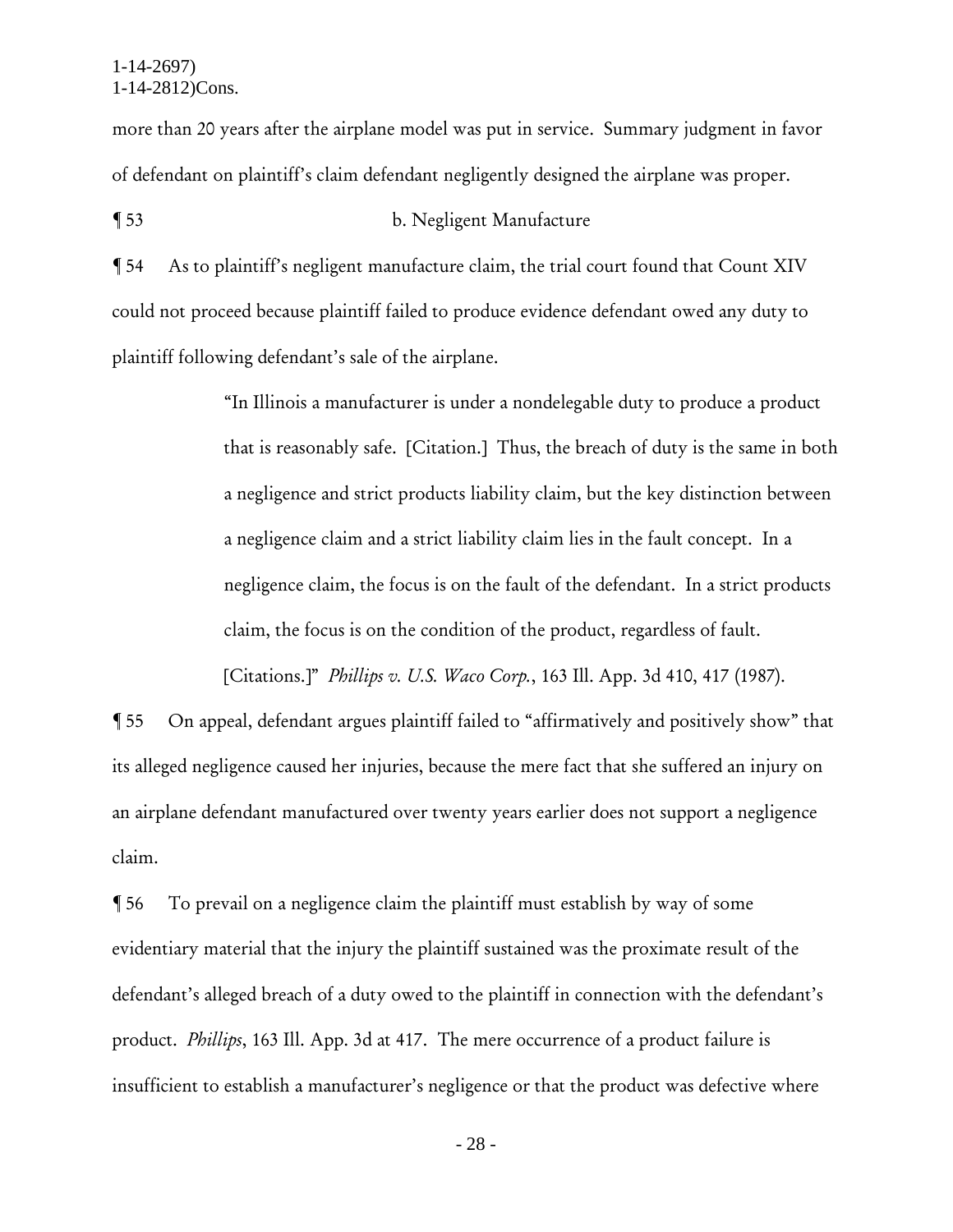more than 20 years after the airplane model was put in service. Summary judgment in favor of defendant on plaintiff's claim defendant negligently designed the airplane was proper.

¶ 53 b. Negligent Manufacture

¶ 54 As to plaintiff's negligent manufacture claim, the trial court found that Count XIV could not proceed because plaintiff failed to produce evidence defendant owed any duty to plaintiff following defendant's sale of the airplane.

> "In Illinois a manufacturer is under a nondelegable duty to produce a product that is reasonably safe. [Citation.] Thus, the breach of duty is the same in both a negligence and strict products liability claim, but the key distinction between a negligence claim and a strict liability claim lies in the fault concept. In a negligence claim, the focus is on the fault of the defendant. In a strict products claim, the focus is on the condition of the product, regardless of fault. [Citations.]" *Phillips v. U.S. Waco Corp.*, 163 Ill. App. 3d 410, 417 (1987).

¶ 55 On appeal, defendant argues plaintiff failed to "affirmatively and positively show" that its alleged negligence caused her injuries, because the mere fact that she suffered an injury on an airplane defendant manufactured over twenty years earlier does not support a negligence claim.

¶ 56 To prevail on a negligence claim the plaintiff must establish by way of some evidentiary material that the injury the plaintiff sustained was the proximate result of the defendant's alleged breach of a duty owed to the plaintiff in connection with the defendant's product. *Phillips*, 163 Ill. App. 3d at 417. The mere occurrence of a product failure is insufficient to establish a manufacturer's negligence or that the product was defective where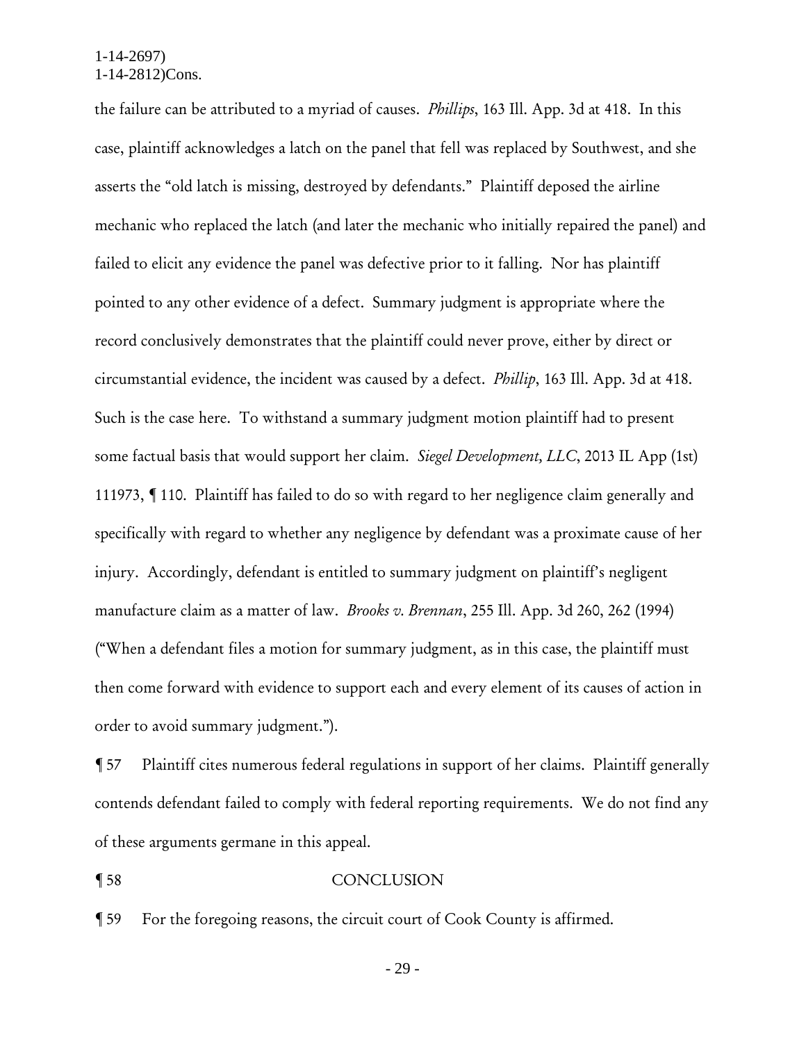the failure can be attributed to a myriad of causes. *Phillips*, 163 Ill. App. 3d at 418. In this case, plaintiff acknowledges a latch on the panel that fell was replaced by Southwest, and she asserts the "old latch is missing, destroyed by defendants." Plaintiff deposed the airline mechanic who replaced the latch (and later the mechanic who initially repaired the panel) and failed to elicit any evidence the panel was defective prior to it falling. Nor has plaintiff pointed to any other evidence of a defect. Summary judgment is appropriate where the record conclusively demonstrates that the plaintiff could never prove, either by direct or circumstantial evidence, the incident was caused by a defect. *Phillip*, 163 Ill. App. 3d at 418. Such is the case here. To withstand a summary judgment motion plaintiff had to present some factual basis that would support her claim. *Siegel Development, LLC*, 2013 IL App (1st) 111973, ¶ 110. Plaintiff has failed to do so with regard to her negligence claim generally and specifically with regard to whether any negligence by defendant was a proximate cause of her injury. Accordingly, defendant is entitled to summary judgment on plaintiff's negligent manufacture claim as a matter of law. *Brooks v. Brennan*, 255 Ill. App. 3d 260, 262 (1994) ("When a defendant files a motion for summary judgment, as in this case, the plaintiff must then come forward with evidence to support each and every element of its causes of action in order to avoid summary judgment.").

¶ 57 Plaintiff cites numerous federal regulations in support of her claims. Plaintiff generally contends defendant failed to comply with federal reporting requirements. We do not find any of these arguments germane in this appeal.

¶ 58 CONCLUSION

¶ 59 For the foregoing reasons, the circuit court of Cook County is affirmed.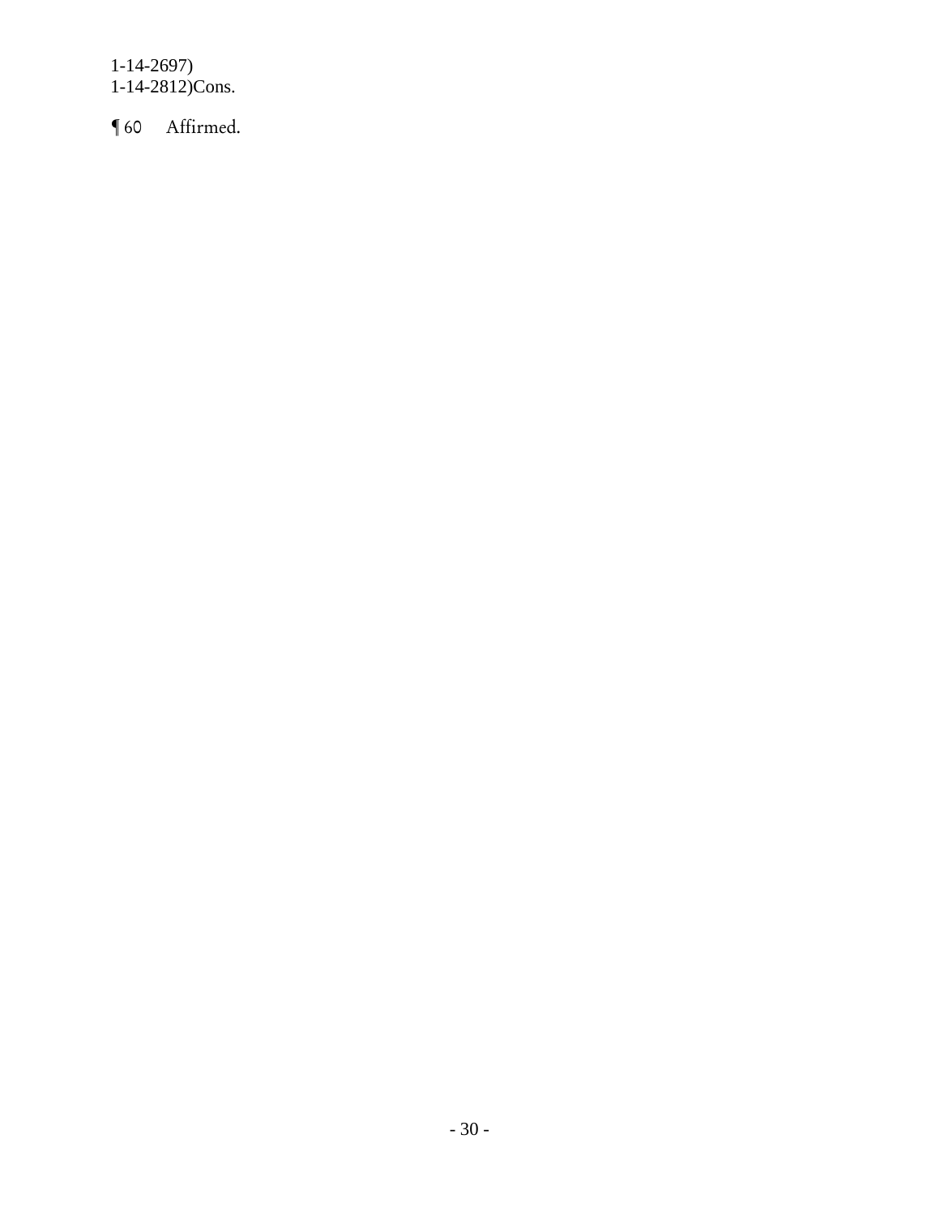¶ 60 Affirmed.